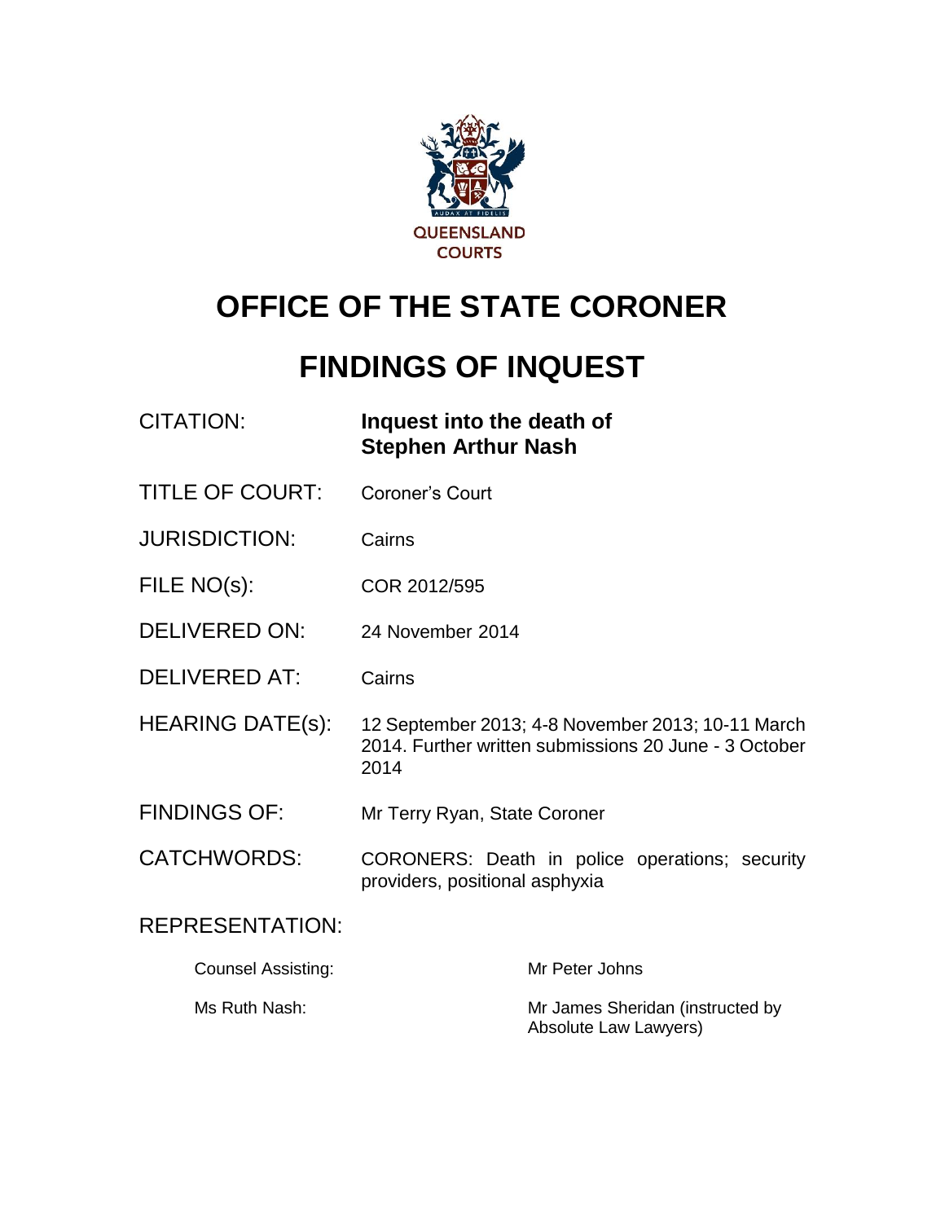QUEENSLAND COURTS

# OFFICE OF THE STATE CORONER

# FINDINGS OF INQUEST

| | |
|---|---|
| CITATION: | **Inquest into the death of Stephen Arthur Nash** |
| TITLE OF COURT: | Coroner's Court |
| JURISDICTION: | Cairns |
| FILE NO(s): | COR 2012/595 |
| DELIVERED ON: | 24 November 2014 |
| DELIVERED AT: | Cairns |
| HEARING DATE(s): | 12 September 2013; 4-8 November 2013; 10-11 March 2014. Further written submissions 20 June - 3 October 2014 |
| FINDINGS OF: | Mr Terry Ryan, State Coroner |
| CATCHWORDS: | CORONERS: Death in police operations; security providers, positional asphyxia |

REPRESENTATION:

| | |
|---|---|
| Counsel Assisting: | Mr Peter Johns |
| Ms Ruth Nash: | Mr James Sheridan (instructed by Absolute Law Lawyers) |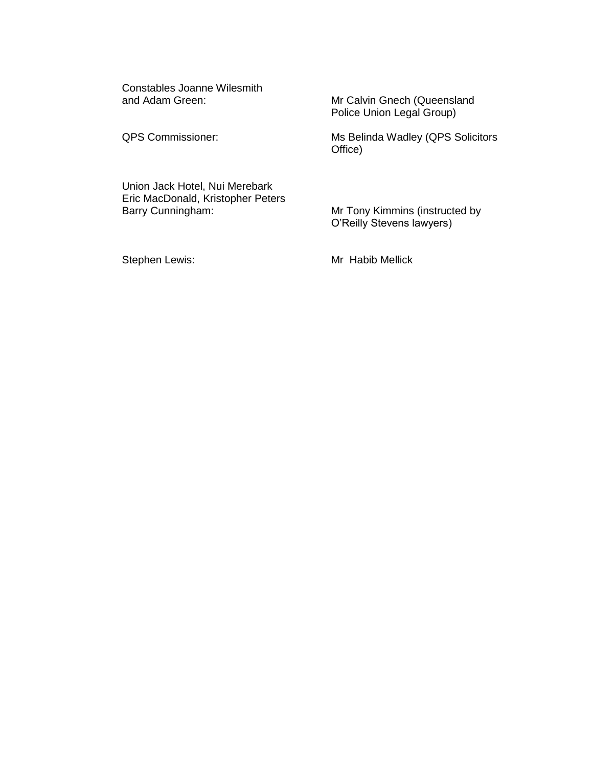| | |
|---|---|
| Constables Joanne Wilesmith and Adam Green: | Mr Calvin Gnech (Queensland Police Union Legal Group) |
| QPS Commissioner: | Ms Belinda Wadley (QPS Solicitors Office) |
| Union Jack Hotel, Nui Merebark Eric MacDonald, Kristopher Peters Barry Cunningham: | Mr Tony Kimmins (instructed by O'Reilly Stevens lawyers) |
| Stephen Lewis: | Mr Habib Mellick |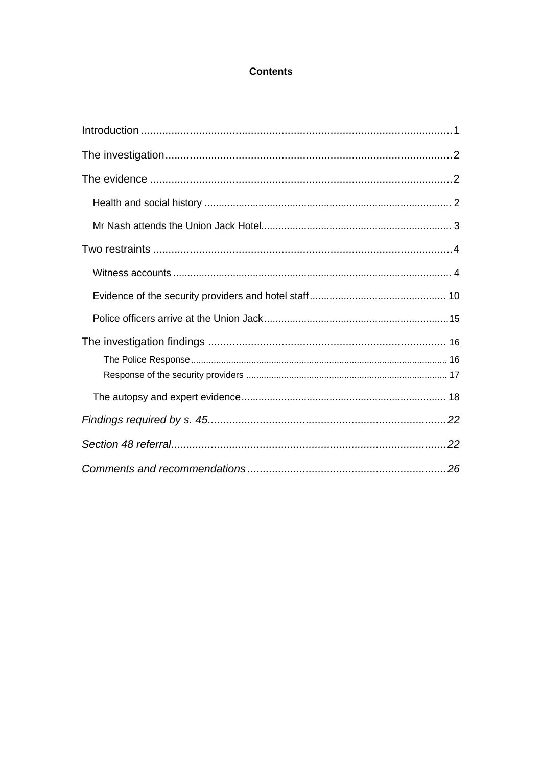**Contents**

Introduction ........................................................................................................1

The investigation ................................................................................................2

The evidence .......................................................................................................2

Health and social history ..................................................................................... 2

Mr Nash attends the Union Jack Hotel.................................................................. 3

Two restraints .....................................................................................................4

Witness accounts ................................................................................................. 4

Evidence of the security providers and hotel staff ............................................... 10

Police officers arrive at the Union Jack ................................................................ 15

The investigation findings ................................................................................ 16

The Police Response ............................................................................................ 16

Response of the security providers ..................................................................... 17

The autopsy and expert evidence ....................................................................... 18

*Findings required by s. 45*..................................................................................*22*

*Section 48 referral*.............................................................................................*22*

*Comments and recommendations* ....................................................................*26*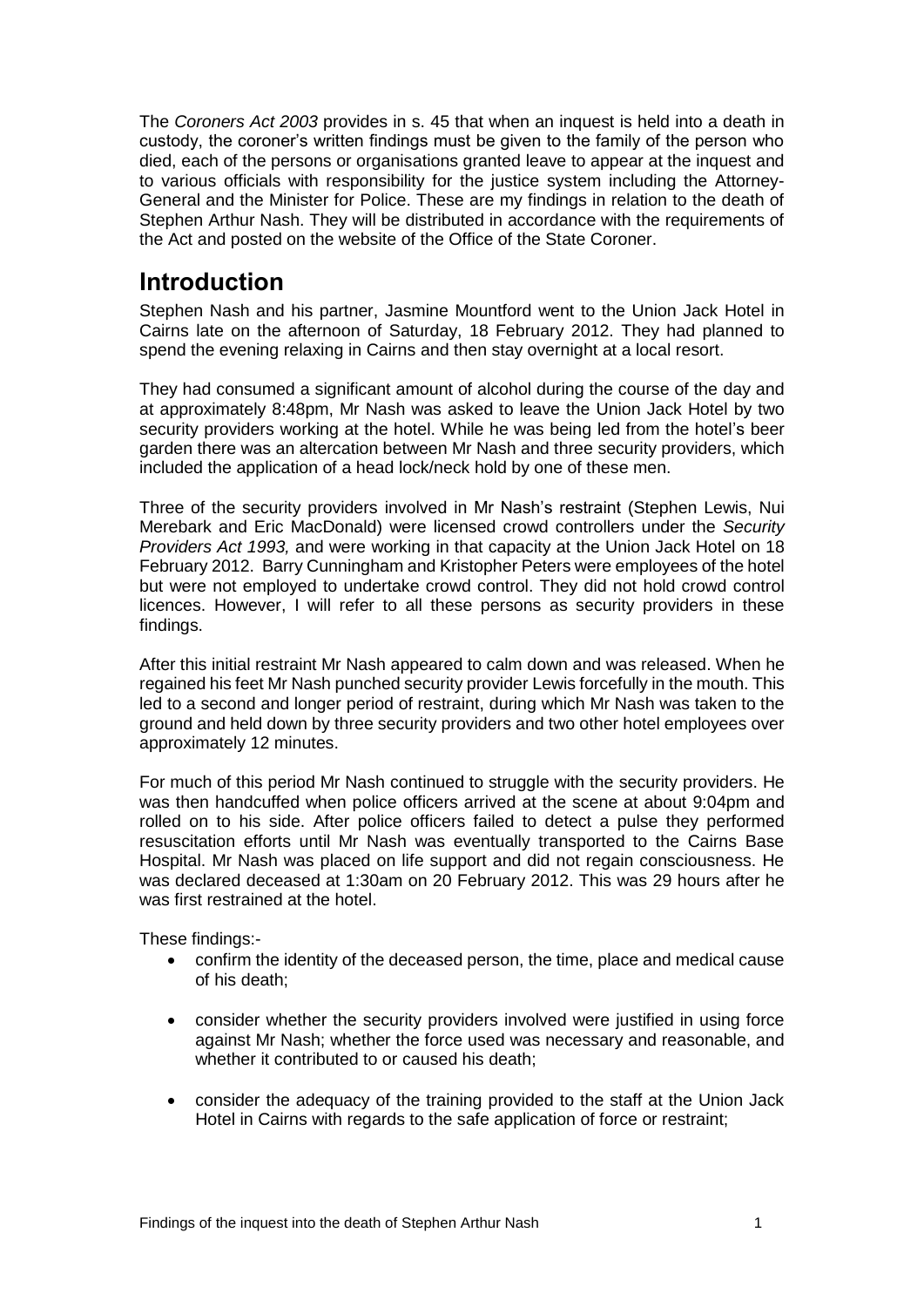The *Coroners Act 2003* provides in s. 45 that when an inquest is held into a death in custody, the coroner's written findings must be given to the family of the person who died, each of the persons or organisations granted leave to appear at the inquest and to various officials with responsibility for the justice system including the Attorney-General and the Minister for Police. These are my findings in relation to the death of Stephen Arthur Nash. They will be distributed in accordance with the requirements of the Act and posted on the website of the Office of the State Coroner.

## Introduction

Stephen Nash and his partner, Jasmine Mountford went to the Union Jack Hotel in Cairns late on the afternoon of Saturday, 18 February 2012. They had planned to spend the evening relaxing in Cairns and then stay overnight at a local resort.

They had consumed a significant amount of alcohol during the course of the day and at approximately 8:48pm, Mr Nash was asked to leave the Union Jack Hotel by two security providers working at the hotel. While he was being led from the hotel's beer garden there was an altercation between Mr Nash and three security providers, which included the application of a head lock/neck hold by one of these men.

Three of the security providers involved in Mr Nash's restraint (Stephen Lewis, Nui Merebark and Eric MacDonald) were licensed crowd controllers under the *Security Providers Act 1993,* and were working in that capacity at the Union Jack Hotel on 18 February 2012. Barry Cunningham and Kristopher Peters were employees of the hotel but were not employed to undertake crowd control. They did not hold crowd control licences. However, I will refer to all these persons as security providers in these findings.

After this initial restraint Mr Nash appeared to calm down and was released. When he regained his feet Mr Nash punched security provider Lewis forcefully in the mouth. This led to a second and longer period of restraint, during which Mr Nash was taken to the ground and held down by three security providers and two other hotel employees over approximately 12 minutes.

For much of this period Mr Nash continued to struggle with the security providers. He was then handcuffed when police officers arrived at the scene at about 9:04pm and rolled on to his side. After police officers failed to detect a pulse they performed resuscitation efforts until Mr Nash was eventually transported to the Cairns Base Hospital. Mr Nash was placed on life support and did not regain consciousness. He was declared deceased at 1:30am on 20 February 2012. This was 29 hours after he was first restrained at the hotel.

These findings:-

- confirm the identity of the deceased person, the time, place and medical cause of his death;
- consider whether the security providers involved were justified in using force against Mr Nash; whether the force used was necessary and reasonable, and whether it contributed to or caused his death;
- consider the adequacy of the training provided to the staff at the Union Jack Hotel in Cairns with regards to the safe application of force or restraint;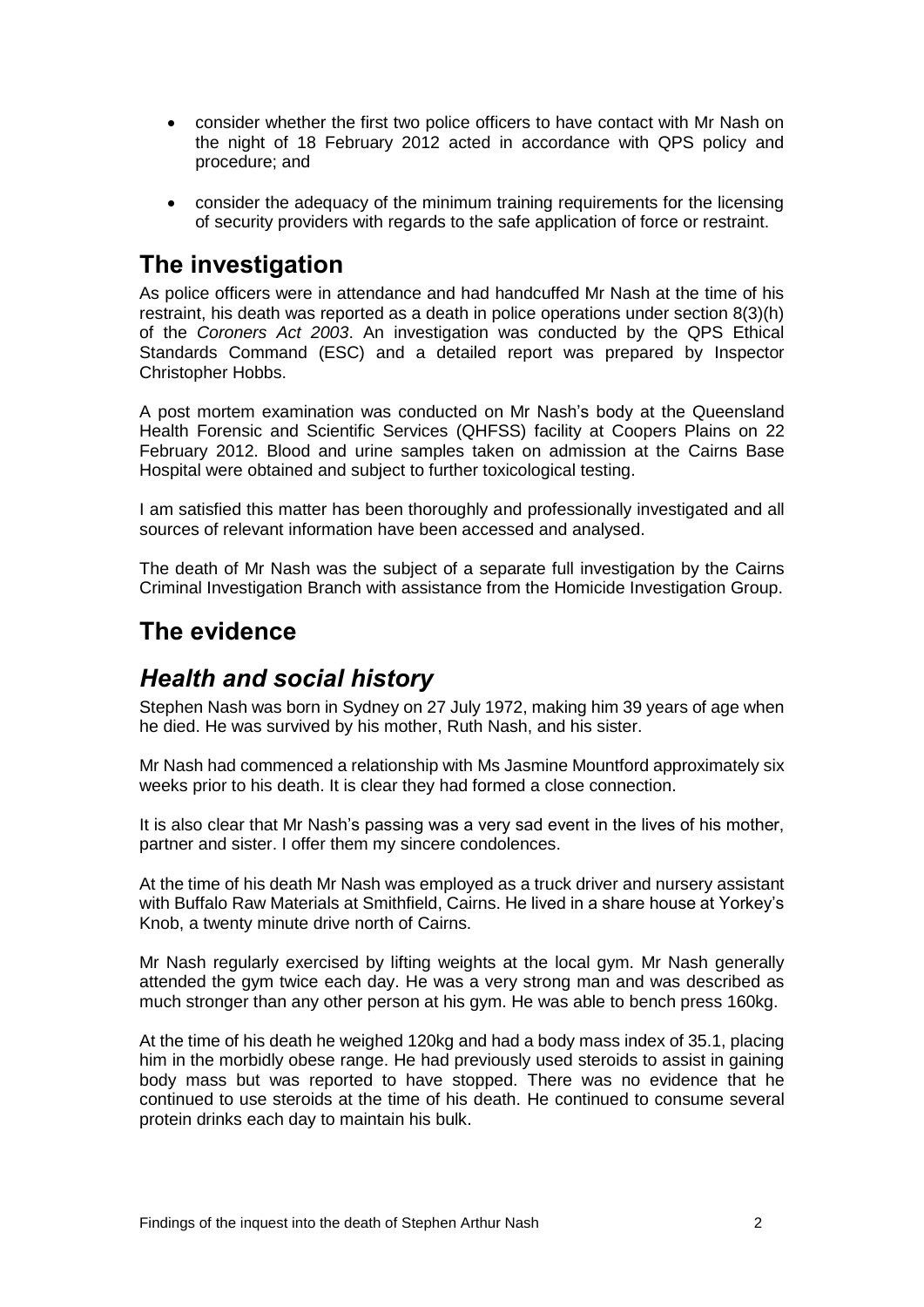- consider whether the first two police officers to have contact with Mr Nash on the night of 18 February 2012 acted in accordance with QPS policy and procedure; and
- consider the adequacy of the minimum training requirements for the licensing of security providers with regards to the safe application of force or restraint.

## The investigation

As police officers were in attendance and had handcuffed Mr Nash at the time of his restraint, his death was reported as a death in police operations under section 8(3)(h) of the *Coroners Act 2003*. An investigation was conducted by the QPS Ethical Standards Command (ESC) and a detailed report was prepared by Inspector Christopher Hobbs.

A post mortem examination was conducted on Mr Nash's body at the Queensland Health Forensic and Scientific Services (QHFSS) facility at Coopers Plains on 22 February 2012. Blood and urine samples taken on admission at the Cairns Base Hospital were obtained and subject to further toxicological testing.

I am satisfied this matter has been thoroughly and professionally investigated and all sources of relevant information have been accessed and analysed.

The death of Mr Nash was the subject of a separate full investigation by the Cairns Criminal Investigation Branch with assistance from the Homicide Investigation Group.

## The evidence

### *Health and social history*

Stephen Nash was born in Sydney on 27 July 1972, making him 39 years of age when he died. He was survived by his mother, Ruth Nash, and his sister.

Mr Nash had commenced a relationship with Ms Jasmine Mountford approximately six weeks prior to his death. It is clear they had formed a close connection.

It is also clear that Mr Nash's passing was a very sad event in the lives of his mother, partner and sister. I offer them my sincere condolences.

At the time of his death Mr Nash was employed as a truck driver and nursery assistant with Buffalo Raw Materials at Smithfield, Cairns. He lived in a share house at Yorkey's Knob, a twenty minute drive north of Cairns.

Mr Nash regularly exercised by lifting weights at the local gym. Mr Nash generally attended the gym twice each day. He was a very strong man and was described as much stronger than any other person at his gym. He was able to bench press 160kg.

At the time of his death he weighed 120kg and had a body mass index of 35.1, placing him in the morbidly obese range. He had previously used steroids to assist in gaining body mass but was reported to have stopped. There was no evidence that he continued to use steroids at the time of his death. He continued to consume several protein drinks each day to maintain his bulk.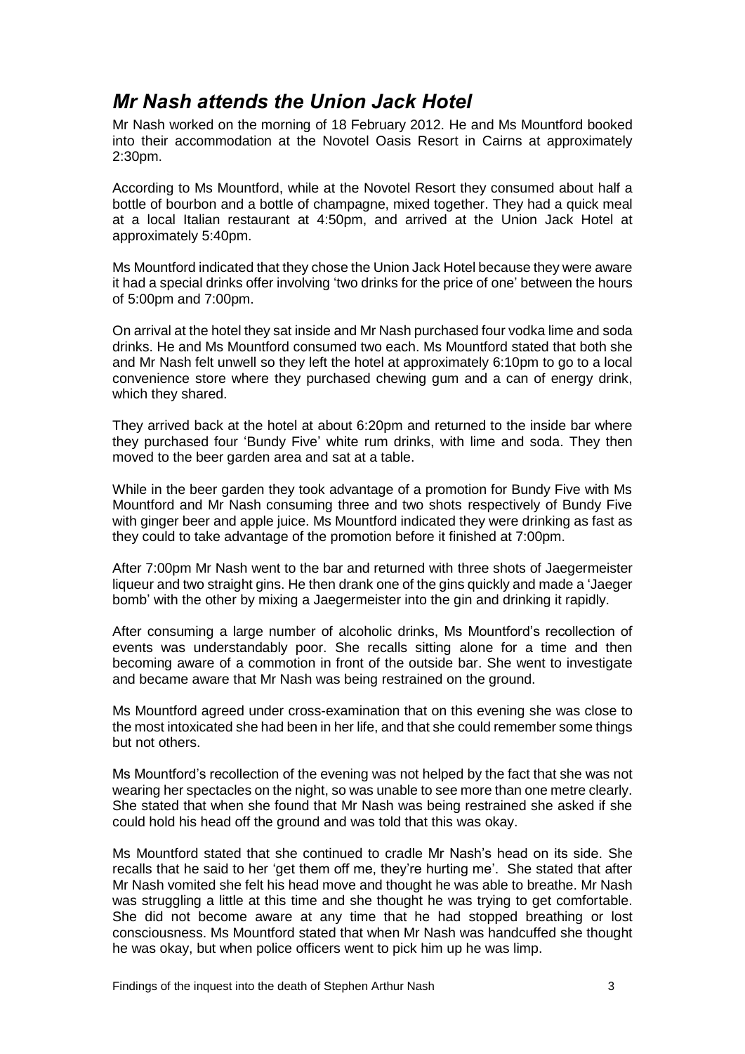## *Mr Nash attends the Union Jack Hotel*

Mr Nash worked on the morning of 18 February 2012. He and Ms Mountford booked into their accommodation at the Novotel Oasis Resort in Cairns at approximately 2:30pm.

According to Ms Mountford, while at the Novotel Resort they consumed about half a bottle of bourbon and a bottle of champagne, mixed together. They had a quick meal at a local Italian restaurant at 4:50pm, and arrived at the Union Jack Hotel at approximately 5:40pm.

Ms Mountford indicated that they chose the Union Jack Hotel because they were aware it had a special drinks offer involving 'two drinks for the price of one' between the hours of 5:00pm and 7:00pm.

On arrival at the hotel they sat inside and Mr Nash purchased four vodka lime and soda drinks. He and Ms Mountford consumed two each. Ms Mountford stated that both she and Mr Nash felt unwell so they left the hotel at approximately 6:10pm to go to a local convenience store where they purchased chewing gum and a can of energy drink, which they shared.

They arrived back at the hotel at about 6:20pm and returned to the inside bar where they purchased four 'Bundy Five' white rum drinks, with lime and soda. They then moved to the beer garden area and sat at a table.

While in the beer garden they took advantage of a promotion for Bundy Five with Ms Mountford and Mr Nash consuming three and two shots respectively of Bundy Five with ginger beer and apple juice. Ms Mountford indicated they were drinking as fast as they could to take advantage of the promotion before it finished at 7:00pm.

After 7:00pm Mr Nash went to the bar and returned with three shots of Jaegermeister liqueur and two straight gins. He then drank one of the gins quickly and made a 'Jaeger bomb' with the other by mixing a Jaegermeister into the gin and drinking it rapidly.

After consuming a large number of alcoholic drinks, Ms Mountford's recollection of events was understandably poor. She recalls sitting alone for a time and then becoming aware of a commotion in front of the outside bar. She went to investigate and became aware that Mr Nash was being restrained on the ground.

Ms Mountford agreed under cross-examination that on this evening she was close to the most intoxicated she had been in her life, and that she could remember some things but not others.

Ms Mountford's recollection of the evening was not helped by the fact that she was not wearing her spectacles on the night, so was unable to see more than one metre clearly. She stated that when she found that Mr Nash was being restrained she asked if she could hold his head off the ground and was told that this was okay.

Ms Mountford stated that she continued to cradle Mr Nash's head on its side. She recalls that he said to her 'get them off me, they're hurting me'. She stated that after Mr Nash vomited she felt his head move and thought he was able to breathe. Mr Nash was struggling a little at this time and she thought he was trying to get comfortable. She did not become aware at any time that he had stopped breathing or lost consciousness. Ms Mountford stated that when Mr Nash was handcuffed she thought he was okay, but when police officers went to pick him up he was limp.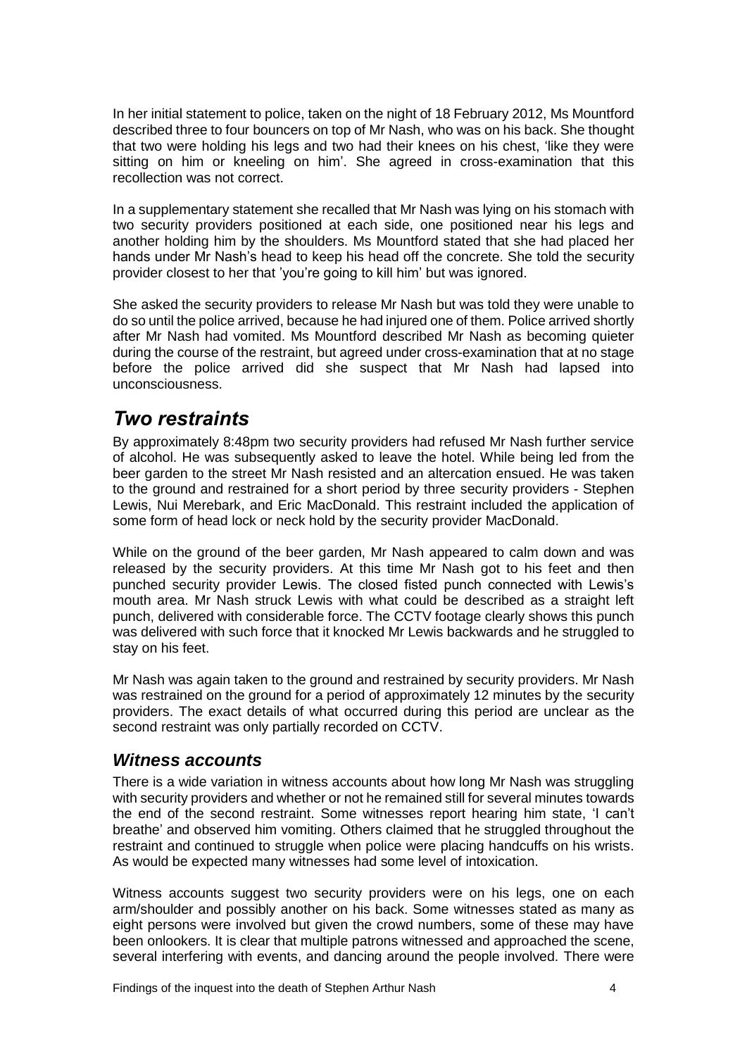In her initial statement to police, taken on the night of 18 February 2012, Ms Mountford described three to four bouncers on top of Mr Nash, who was on his back. She thought that two were holding his legs and two had their knees on his chest, 'like they were sitting on him or kneeling on him'. She agreed in cross-examination that this recollection was not correct.

In a supplementary statement she recalled that Mr Nash was lying on his stomach with two security providers positioned at each side, one positioned near his legs and another holding him by the shoulders. Ms Mountford stated that she had placed her hands under Mr Nash's head to keep his head off the concrete. She told the security provider closest to her that 'you're going to kill him' but was ignored.

She asked the security providers to release Mr Nash but was told they were unable to do so until the police arrived, because he had injured one of them. Police arrived shortly after Mr Nash had vomited. Ms Mountford described Mr Nash as becoming quieter during the course of the restraint, but agreed under cross-examination that at no stage before the police arrived did she suspect that Mr Nash had lapsed into unconsciousness.

## *Two restraints*

By approximately 8:48pm two security providers had refused Mr Nash further service of alcohol. He was subsequently asked to leave the hotel. While being led from the beer garden to the street Mr Nash resisted and an altercation ensued. He was taken to the ground and restrained for a short period by three security providers - Stephen Lewis, Nui Merebark, and Eric MacDonald. This restraint included the application of some form of head lock or neck hold by the security provider MacDonald.

While on the ground of the beer garden, Mr Nash appeared to calm down and was released by the security providers. At this time Mr Nash got to his feet and then punched security provider Lewis. The closed fisted punch connected with Lewis's mouth area. Mr Nash struck Lewis with what could be described as a straight left punch, delivered with considerable force. The CCTV footage clearly shows this punch was delivered with such force that it knocked Mr Lewis backwards and he struggled to stay on his feet.

Mr Nash was again taken to the ground and restrained by security providers. Mr Nash was restrained on the ground for a period of approximately 12 minutes by the security providers. The exact details of what occurred during this period are unclear as the second restraint was only partially recorded on CCTV.

### *Witness accounts*

There is a wide variation in witness accounts about how long Mr Nash was struggling with security providers and whether or not he remained still for several minutes towards the end of the second restraint. Some witnesses report hearing him state, 'I can't breathe' and observed him vomiting. Others claimed that he struggled throughout the restraint and continued to struggle when police were placing handcuffs on his wrists. As would be expected many witnesses had some level of intoxication.

Witness accounts suggest two security providers were on his legs, one on each arm/shoulder and possibly another on his back. Some witnesses stated as many as eight persons were involved but given the crowd numbers, some of these may have been onlookers. It is clear that multiple patrons witnessed and approached the scene, several interfering with events, and dancing around the people involved. There were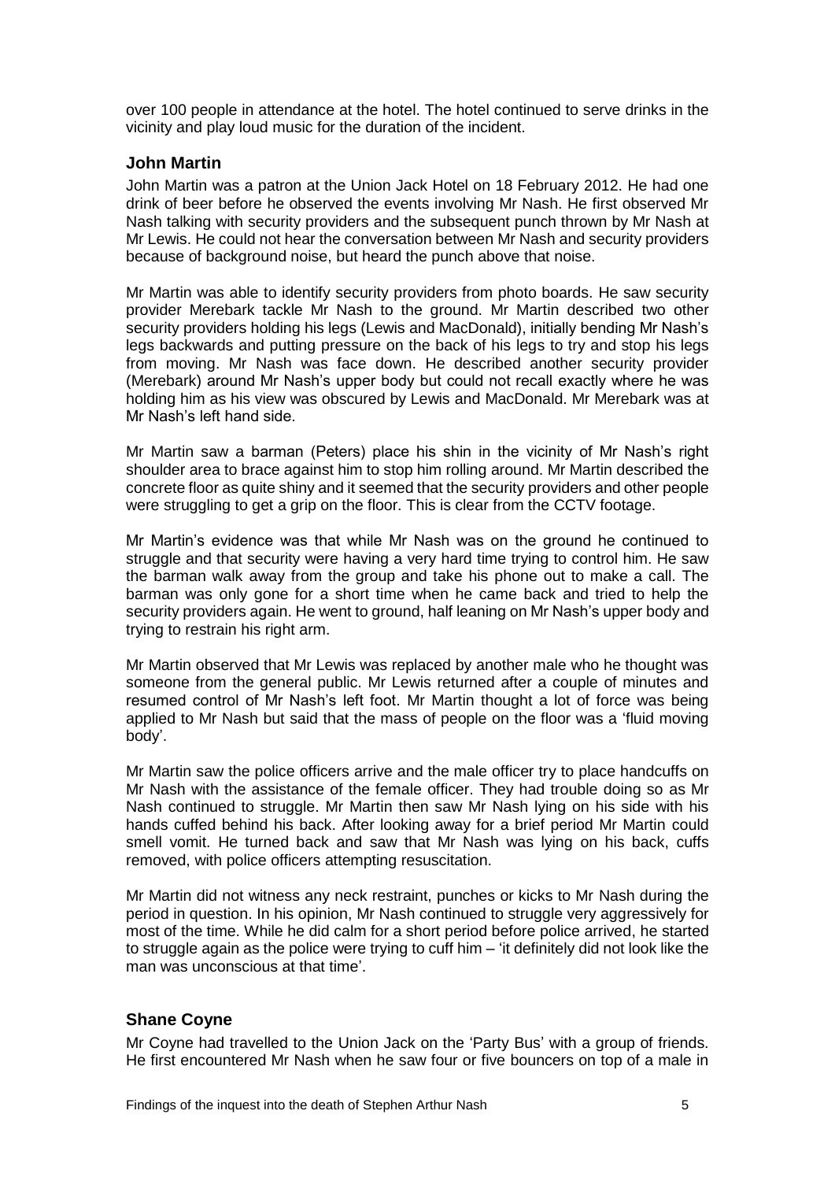over 100 people in attendance at the hotel. The hotel continued to serve drinks in the vicinity and play loud music for the duration of the incident.

### John Martin

John Martin was a patron at the Union Jack Hotel on 18 February 2012. He had one drink of beer before he observed the events involving Mr Nash. He first observed Mr Nash talking with security providers and the subsequent punch thrown by Mr Nash at Mr Lewis. He could not hear the conversation between Mr Nash and security providers because of background noise, but heard the punch above that noise.

Mr Martin was able to identify security providers from photo boards. He saw security provider Merebark tackle Mr Nash to the ground. Mr Martin described two other security providers holding his legs (Lewis and MacDonald), initially bending Mr Nash's legs backwards and putting pressure on the back of his legs to try and stop his legs from moving. Mr Nash was face down. He described another security provider (Merebark) around Mr Nash's upper body but could not recall exactly where he was holding him as his view was obscured by Lewis and MacDonald. Mr Merebark was at Mr Nash's left hand side.

Mr Martin saw a barman (Peters) place his shin in the vicinity of Mr Nash's right shoulder area to brace against him to stop him rolling around. Mr Martin described the concrete floor as quite shiny and it seemed that the security providers and other people were struggling to get a grip on the floor. This is clear from the CCTV footage.

Mr Martin's evidence was that while Mr Nash was on the ground he continued to struggle and that security were having a very hard time trying to control him. He saw the barman walk away from the group and take his phone out to make a call. The barman was only gone for a short time when he came back and tried to help the security providers again. He went to ground, half leaning on Mr Nash's upper body and trying to restrain his right arm.

Mr Martin observed that Mr Lewis was replaced by another male who he thought was someone from the general public. Mr Lewis returned after a couple of minutes and resumed control of Mr Nash's left foot. Mr Martin thought a lot of force was being applied to Mr Nash but said that the mass of people on the floor was a 'fluid moving body'.

Mr Martin saw the police officers arrive and the male officer try to place handcuffs on Mr Nash with the assistance of the female officer. They had trouble doing so as Mr Nash continued to struggle. Mr Martin then saw Mr Nash lying on his side with his hands cuffed behind his back. After looking away for a brief period Mr Martin could smell vomit. He turned back and saw that Mr Nash was lying on his back, cuffs removed, with police officers attempting resuscitation.

Mr Martin did not witness any neck restraint, punches or kicks to Mr Nash during the period in question. In his opinion, Mr Nash continued to struggle very aggressively for most of the time. While he did calm for a short period before police arrived, he started to struggle again as the police were trying to cuff him – 'it definitely did not look like the man was unconscious at that time'.

### Shane Coyne

Mr Coyne had travelled to the Union Jack on the 'Party Bus' with a group of friends. He first encountered Mr Nash when he saw four or five bouncers on top of a male in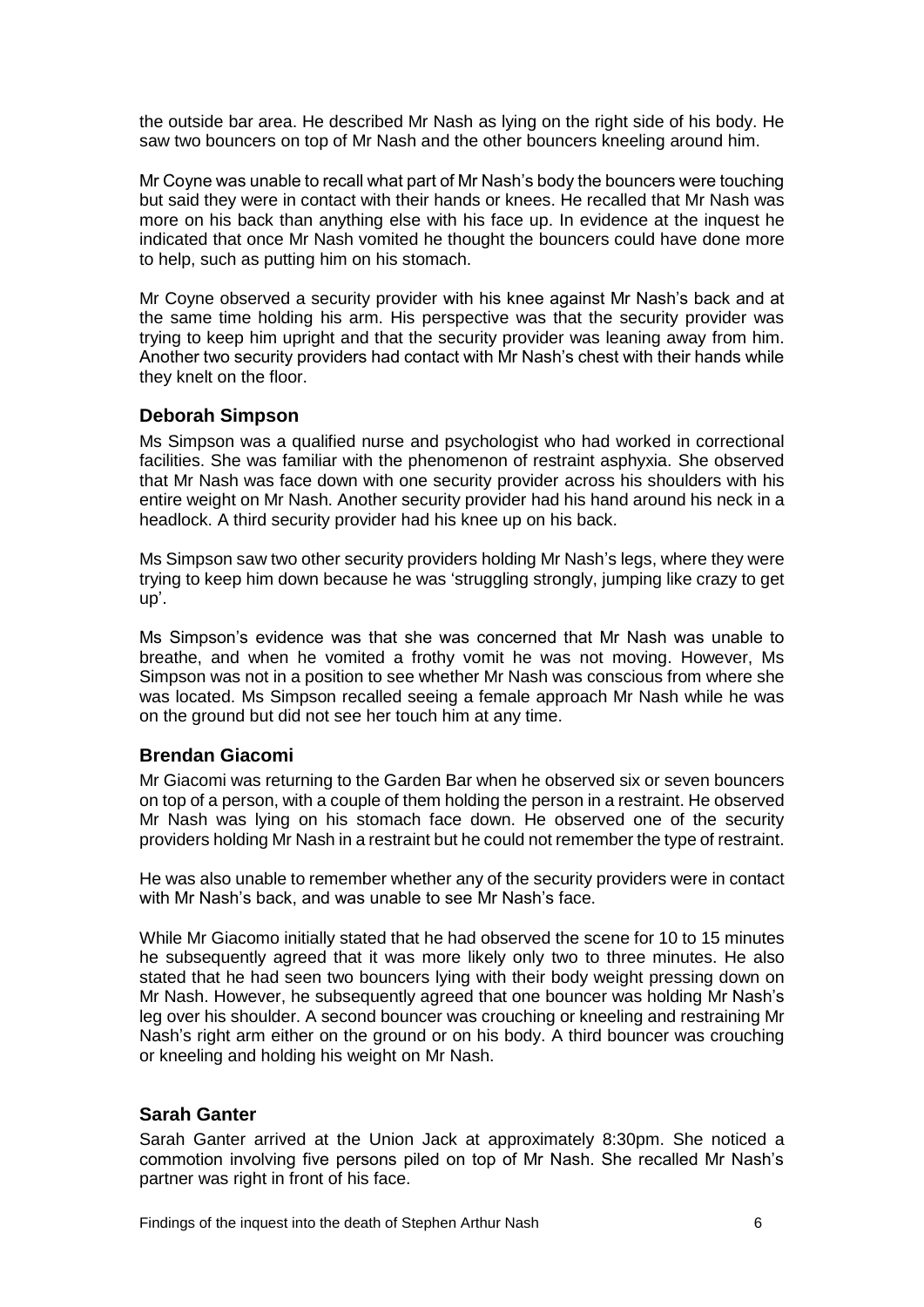the outside bar area. He described Mr Nash as lying on the right side of his body. He saw two bouncers on top of Mr Nash and the other bouncers kneeling around him.

Mr Coyne was unable to recall what part of Mr Nash's body the bouncers were touching but said they were in contact with their hands or knees. He recalled that Mr Nash was more on his back than anything else with his face up. In evidence at the inquest he indicated that once Mr Nash vomited he thought the bouncers could have done more to help, such as putting him on his stomach.

Mr Coyne observed a security provider with his knee against Mr Nash's back and at the same time holding his arm. His perspective was that the security provider was trying to keep him upright and that the security provider was leaning away from him. Another two security providers had contact with Mr Nash's chest with their hands while they knelt on the floor.

### Deborah Simpson

Ms Simpson was a qualified nurse and psychologist who had worked in correctional facilities. She was familiar with the phenomenon of restraint asphyxia. She observed that Mr Nash was face down with one security provider across his shoulders with his entire weight on Mr Nash. Another security provider had his hand around his neck in a headlock. A third security provider had his knee up on his back.

Ms Simpson saw two other security providers holding Mr Nash's legs, where they were trying to keep him down because he was 'struggling strongly, jumping like crazy to get up'.

Ms Simpson's evidence was that she was concerned that Mr Nash was unable to breathe, and when he vomited a frothy vomit he was not moving. However, Ms Simpson was not in a position to see whether Mr Nash was conscious from where she was located. Ms Simpson recalled seeing a female approach Mr Nash while he was on the ground but did not see her touch him at any time.

### Brendan Giacomi

Mr Giacomi was returning to the Garden Bar when he observed six or seven bouncers on top of a person, with a couple of them holding the person in a restraint. He observed Mr Nash was lying on his stomach face down. He observed one of the security providers holding Mr Nash in a restraint but he could not remember the type of restraint.

He was also unable to remember whether any of the security providers were in contact with Mr Nash's back, and was unable to see Mr Nash's face.

While Mr Giacomo initially stated that he had observed the scene for 10 to 15 minutes he subsequently agreed that it was more likely only two to three minutes. He also stated that he had seen two bouncers lying with their body weight pressing down on Mr Nash. However, he subsequently agreed that one bouncer was holding Mr Nash's leg over his shoulder. A second bouncer was crouching or kneeling and restraining Mr Nash's right arm either on the ground or on his body. A third bouncer was crouching or kneeling and holding his weight on Mr Nash.

### Sarah Ganter

Sarah Ganter arrived at the Union Jack at approximately 8:30pm. She noticed a commotion involving five persons piled on top of Mr Nash. She recalled Mr Nash's partner was right in front of his face.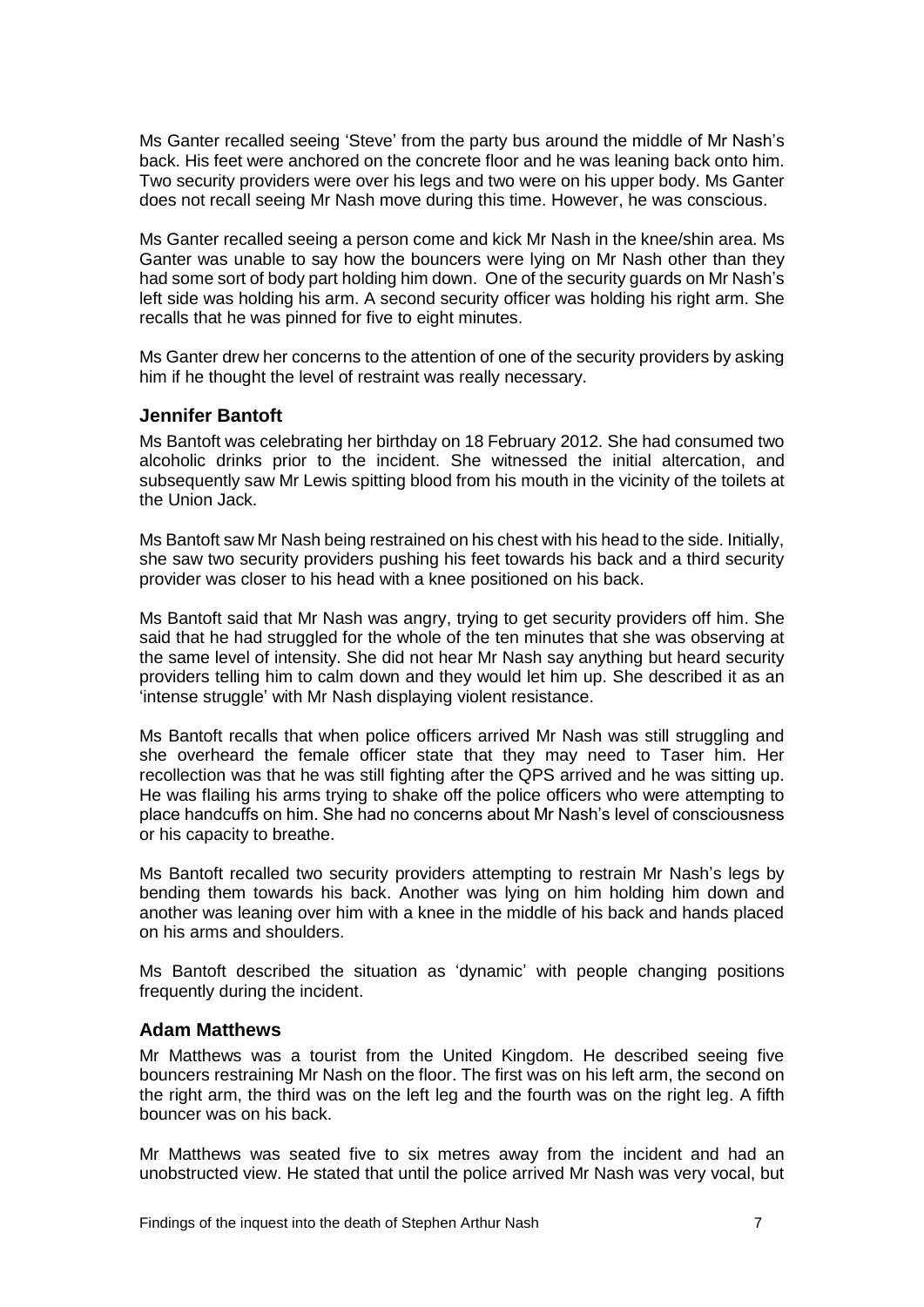Ms Ganter recalled seeing 'Steve' from the party bus around the middle of Mr Nash's back. His feet were anchored on the concrete floor and he was leaning back onto him. Two security providers were over his legs and two were on his upper body. Ms Ganter does not recall seeing Mr Nash move during this time. However, he was conscious.

Ms Ganter recalled seeing a person come and kick Mr Nash in the knee/shin area. Ms Ganter was unable to say how the bouncers were lying on Mr Nash other than they had some sort of body part holding him down. One of the security guards on Mr Nash's left side was holding his arm. A second security officer was holding his right arm. She recalls that he was pinned for five to eight minutes.

Ms Ganter drew her concerns to the attention of one of the security providers by asking him if he thought the level of restraint was really necessary.

### Jennifer Bantoft

Ms Bantoft was celebrating her birthday on 18 February 2012. She had consumed two alcoholic drinks prior to the incident. She witnessed the initial altercation, and subsequently saw Mr Lewis spitting blood from his mouth in the vicinity of the toilets at the Union Jack.

Ms Bantoft saw Mr Nash being restrained on his chest with his head to the side. Initially, she saw two security providers pushing his feet towards his back and a third security provider was closer to his head with a knee positioned on his back.

Ms Bantoft said that Mr Nash was angry, trying to get security providers off him. She said that he had struggled for the whole of the ten minutes that she was observing at the same level of intensity. She did not hear Mr Nash say anything but heard security providers telling him to calm down and they would let him up. She described it as an 'intense struggle' with Mr Nash displaying violent resistance.

Ms Bantoft recalls that when police officers arrived Mr Nash was still struggling and she overheard the female officer state that they may need to Taser him. Her recollection was that he was still fighting after the QPS arrived and he was sitting up. He was flailing his arms trying to shake off the police officers who were attempting to place handcuffs on him. She had no concerns about Mr Nash's level of consciousness or his capacity to breathe.

Ms Bantoft recalled two security providers attempting to restrain Mr Nash's legs by bending them towards his back. Another was lying on him holding him down and another was leaning over him with a knee in the middle of his back and hands placed on his arms and shoulders.

Ms Bantoft described the situation as 'dynamic' with people changing positions frequently during the incident.

### Adam Matthews

Mr Matthews was a tourist from the United Kingdom. He described seeing five bouncers restraining Mr Nash on the floor. The first was on his left arm, the second on the right arm, the third was on the left leg and the fourth was on the right leg. A fifth bouncer was on his back.

Mr Matthews was seated five to six metres away from the incident and had an unobstructed view. He stated that until the police arrived Mr Nash was very vocal, but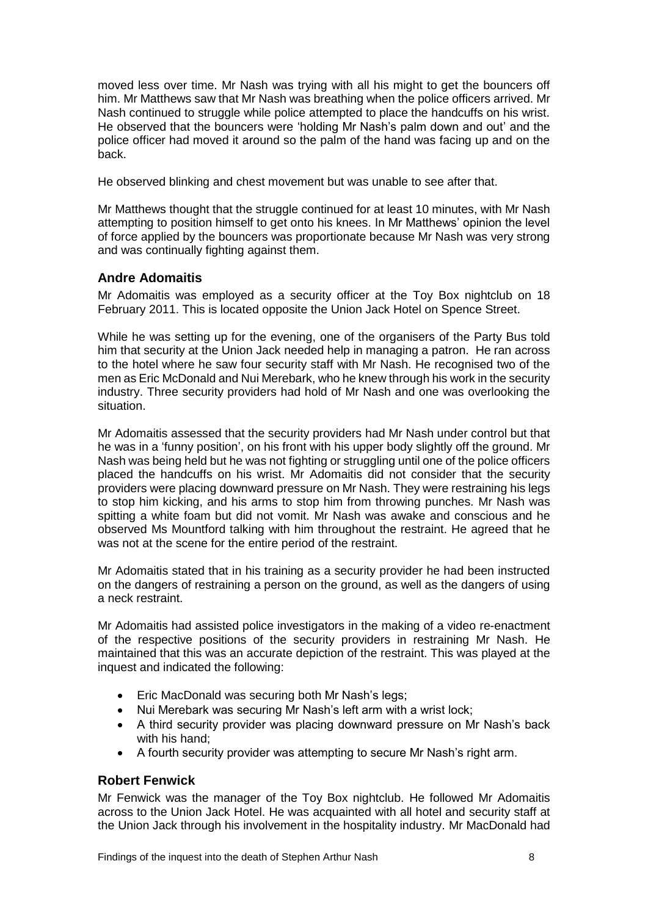moved less over time. Mr Nash was trying with all his might to get the bouncers off him. Mr Matthews saw that Mr Nash was breathing when the police officers arrived. Mr Nash continued to struggle while police attempted to place the handcuffs on his wrist. He observed that the bouncers were 'holding Mr Nash's palm down and out' and the police officer had moved it around so the palm of the hand was facing up and on the back.

He observed blinking and chest movement but was unable to see after that.

Mr Matthews thought that the struggle continued for at least 10 minutes, with Mr Nash attempting to position himself to get onto his knees. In Mr Matthews' opinion the level of force applied by the bouncers was proportionate because Mr Nash was very strong and was continually fighting against them.

### Andre Adomaitis

Mr Adomaitis was employed as a security officer at the Toy Box nightclub on 18 February 2011. This is located opposite the Union Jack Hotel on Spence Street.

While he was setting up for the evening, one of the organisers of the Party Bus told him that security at the Union Jack needed help in managing a patron. He ran across to the hotel where he saw four security staff with Mr Nash. He recognised two of the men as Eric McDonald and Nui Merebark, who he knew through his work in the security industry. Three security providers had hold of Mr Nash and one was overlooking the situation.

Mr Adomaitis assessed that the security providers had Mr Nash under control but that he was in a 'funny position', on his front with his upper body slightly off the ground. Mr Nash was being held but he was not fighting or struggling until one of the police officers placed the handcuffs on his wrist. Mr Adomaitis did not consider that the security providers were placing downward pressure on Mr Nash. They were restraining his legs to stop him kicking, and his arms to stop him from throwing punches. Mr Nash was spitting a white foam but did not vomit. Mr Nash was awake and conscious and he observed Ms Mountford talking with him throughout the restraint. He agreed that he was not at the scene for the entire period of the restraint.

Mr Adomaitis stated that in his training as a security provider he had been instructed on the dangers of restraining a person on the ground, as well as the dangers of using a neck restraint.

Mr Adomaitis had assisted police investigators in the making of a video re-enactment of the respective positions of the security providers in restraining Mr Nash. He maintained that this was an accurate depiction of the restraint. This was played at the inquest and indicated the following:

- Eric MacDonald was securing both Mr Nash's legs;
- Nui Merebark was securing Mr Nash's left arm with a wrist lock;
- A third security provider was placing downward pressure on Mr Nash's back with his hand;
- A fourth security provider was attempting to secure Mr Nash's right arm.

### Robert Fenwick

Mr Fenwick was the manager of the Toy Box nightclub. He followed Mr Adomaitis across to the Union Jack Hotel. He was acquainted with all hotel and security staff at the Union Jack through his involvement in the hospitality industry. Mr MacDonald had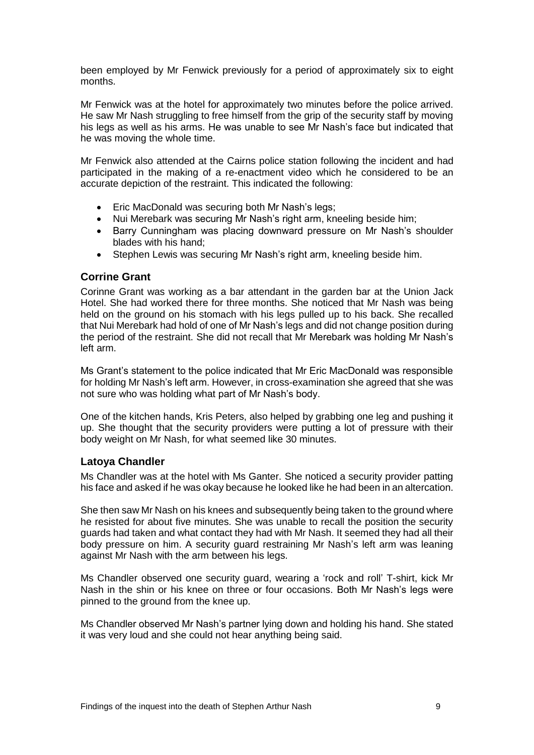been employed by Mr Fenwick previously for a period of approximately six to eight months.

Mr Fenwick was at the hotel for approximately two minutes before the police arrived. He saw Mr Nash struggling to free himself from the grip of the security staff by moving his legs as well as his arms. He was unable to see Mr Nash's face but indicated that he was moving the whole time.

Mr Fenwick also attended at the Cairns police station following the incident and had participated in the making of a re-enactment video which he considered to be an accurate depiction of the restraint. This indicated the following:

- Eric MacDonald was securing both Mr Nash's legs;
- Nui Merebark was securing Mr Nash's right arm, kneeling beside him;
- Barry Cunningham was placing downward pressure on Mr Nash's shoulder blades with his hand;
- Stephen Lewis was securing Mr Nash's right arm, kneeling beside him.

### Corrine Grant

Corinne Grant was working as a bar attendant in the garden bar at the Union Jack Hotel. She had worked there for three months. She noticed that Mr Nash was being held on the ground on his stomach with his legs pulled up to his back. She recalled that Nui Merebark had hold of one of Mr Nash's legs and did not change position during the period of the restraint. She did not recall that Mr Merebark was holding Mr Nash's left arm.

Ms Grant's statement to the police indicated that Mr Eric MacDonald was responsible for holding Mr Nash's left arm. However, in cross-examination she agreed that she was not sure who was holding what part of Mr Nash's body.

One of the kitchen hands, Kris Peters, also helped by grabbing one leg and pushing it up. She thought that the security providers were putting a lot of pressure with their body weight on Mr Nash, for what seemed like 30 minutes.

### Latoya Chandler

Ms Chandler was at the hotel with Ms Ganter. She noticed a security provider patting his face and asked if he was okay because he looked like he had been in an altercation.

She then saw Mr Nash on his knees and subsequently being taken to the ground where he resisted for about five minutes. She was unable to recall the position the security guards had taken and what contact they had with Mr Nash. It seemed they had all their body pressure on him. A security guard restraining Mr Nash's left arm was leaning against Mr Nash with the arm between his legs.

Ms Chandler observed one security guard, wearing a 'rock and roll' T-shirt, kick Mr Nash in the shin or his knee on three or four occasions. Both Mr Nash's legs were pinned to the ground from the knee up.

Ms Chandler observed Mr Nash's partner lying down and holding his hand. She stated it was very loud and she could not hear anything being said.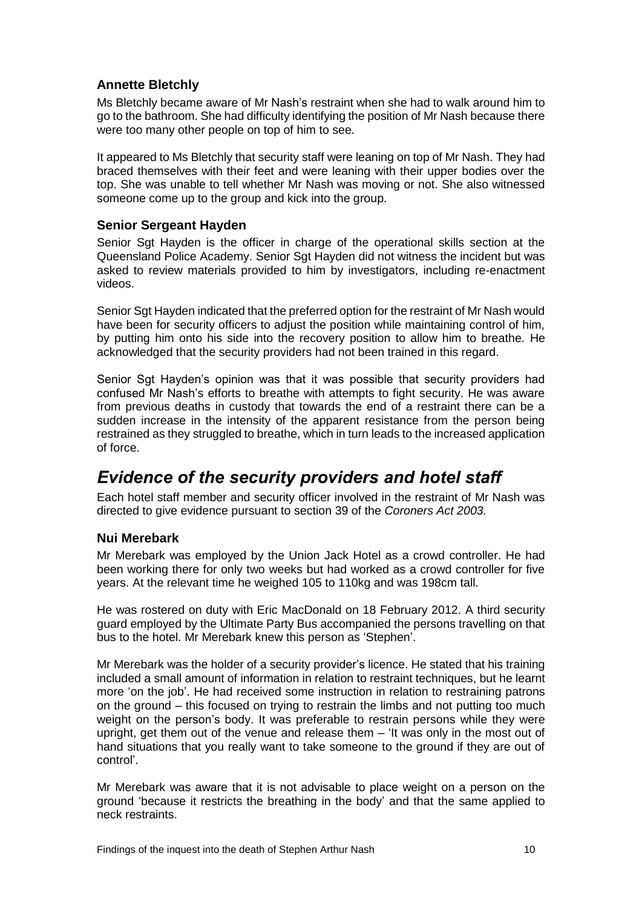### Annette Bletchly

Ms Bletchly became aware of Mr Nash's restraint when she had to walk around him to go to the bathroom. She had difficulty identifying the position of Mr Nash because there were too many other people on top of him to see.

It appeared to Ms Bletchly that security staff were leaning on top of Mr Nash. They had braced themselves with their feet and were leaning with their upper bodies over the top. She was unable to tell whether Mr Nash was moving or not. She also witnessed someone come up to the group and kick into the group.

### Senior Sergeant Hayden

Senior Sgt Hayden is the officer in charge of the operational skills section at the Queensland Police Academy. Senior Sgt Hayden did not witness the incident but was asked to review materials provided to him by investigators, including re-enactment videos.

Senior Sgt Hayden indicated that the preferred option for the restraint of Mr Nash would have been for security officers to adjust the position while maintaining control of him, by putting him onto his side into the recovery position to allow him to breathe. He acknowledged that the security providers had not been trained in this regard.

Senior Sgt Hayden's opinion was that it was possible that security providers had confused Mr Nash's efforts to breathe with attempts to fight security. He was aware from previous deaths in custody that towards the end of a restraint there can be a sudden increase in the intensity of the apparent resistance from the person being restrained as they struggled to breathe, which in turn leads to the increased application of force.

## *Evidence of the security providers and hotel staff*

Each hotel staff member and security officer involved in the restraint of Mr Nash was directed to give evidence pursuant to section 39 of the *Coroners Act 2003.*

### Nui Merebark

Mr Merebark was employed by the Union Jack Hotel as a crowd controller. He had been working there for only two weeks but had worked as a crowd controller for five years. At the relevant time he weighed 105 to 110kg and was 198cm tall.

He was rostered on duty with Eric MacDonald on 18 February 2012. A third security guard employed by the Ultimate Party Bus accompanied the persons travelling on that bus to the hotel. Mr Merebark knew this person as 'Stephen'.

Mr Merebark was the holder of a security provider's licence. He stated that his training included a small amount of information in relation to restraint techniques, but he learnt more 'on the job'. He had received some instruction in relation to restraining patrons on the ground – this focused on trying to restrain the limbs and not putting too much weight on the person's body. It was preferable to restrain persons while they were upright, get them out of the venue and release them – 'It was only in the most out of hand situations that you really want to take someone to the ground if they are out of control'.

Mr Merebark was aware that it is not advisable to place weight on a person on the ground 'because it restricts the breathing in the body' and that the same applied to neck restraints.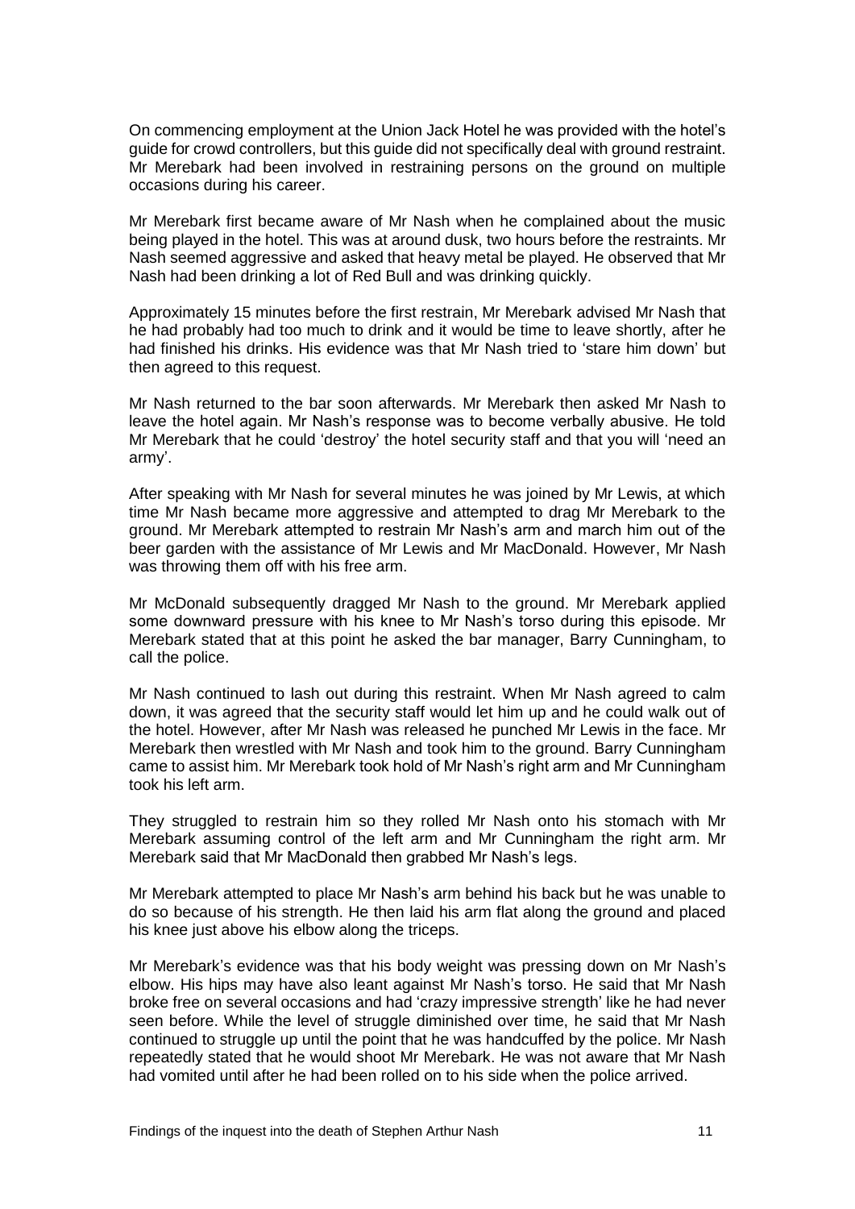On commencing employment at the Union Jack Hotel he was provided with the hotel's guide for crowd controllers, but this guide did not specifically deal with ground restraint. Mr Merebark had been involved in restraining persons on the ground on multiple occasions during his career.

Mr Merebark first became aware of Mr Nash when he complained about the music being played in the hotel. This was at around dusk, two hours before the restraints. Mr Nash seemed aggressive and asked that heavy metal be played. He observed that Mr Nash had been drinking a lot of Red Bull and was drinking quickly.

Approximately 15 minutes before the first restrain, Mr Merebark advised Mr Nash that he had probably had too much to drink and it would be time to leave shortly, after he had finished his drinks. His evidence was that Mr Nash tried to 'stare him down' but then agreed to this request.

Mr Nash returned to the bar soon afterwards. Mr Merebark then asked Mr Nash to leave the hotel again. Mr Nash's response was to become verbally abusive. He told Mr Merebark that he could 'destroy' the hotel security staff and that you will 'need an army'.

After speaking with Mr Nash for several minutes he was joined by Mr Lewis, at which time Mr Nash became more aggressive and attempted to drag Mr Merebark to the ground. Mr Merebark attempted to restrain Mr Nash's arm and march him out of the beer garden with the assistance of Mr Lewis and Mr MacDonald. However, Mr Nash was throwing them off with his free arm.

Mr McDonald subsequently dragged Mr Nash to the ground. Mr Merebark applied some downward pressure with his knee to Mr Nash's torso during this episode. Mr Merebark stated that at this point he asked the bar manager, Barry Cunningham, to call the police.

Mr Nash continued to lash out during this restraint. When Mr Nash agreed to calm down, it was agreed that the security staff would let him up and he could walk out of the hotel. However, after Mr Nash was released he punched Mr Lewis in the face. Mr Merebark then wrestled with Mr Nash and took him to the ground. Barry Cunningham came to assist him. Mr Merebark took hold of Mr Nash's right arm and Mr Cunningham took his left arm.

They struggled to restrain him so they rolled Mr Nash onto his stomach with Mr Merebark assuming control of the left arm and Mr Cunningham the right arm. Mr Merebark said that Mr MacDonald then grabbed Mr Nash's legs.

Mr Merebark attempted to place Mr Nash's arm behind his back but he was unable to do so because of his strength. He then laid his arm flat along the ground and placed his knee just above his elbow along the triceps.

Mr Merebark's evidence was that his body weight was pressing down on Mr Nash's elbow. His hips may have also leant against Mr Nash's torso. He said that Mr Nash broke free on several occasions and had 'crazy impressive strength' like he had never seen before. While the level of struggle diminished over time, he said that Mr Nash continued to struggle up until the point that he was handcuffed by the police. Mr Nash repeatedly stated that he would shoot Mr Merebark. He was not aware that Mr Nash had vomited until after he had been rolled on to his side when the police arrived.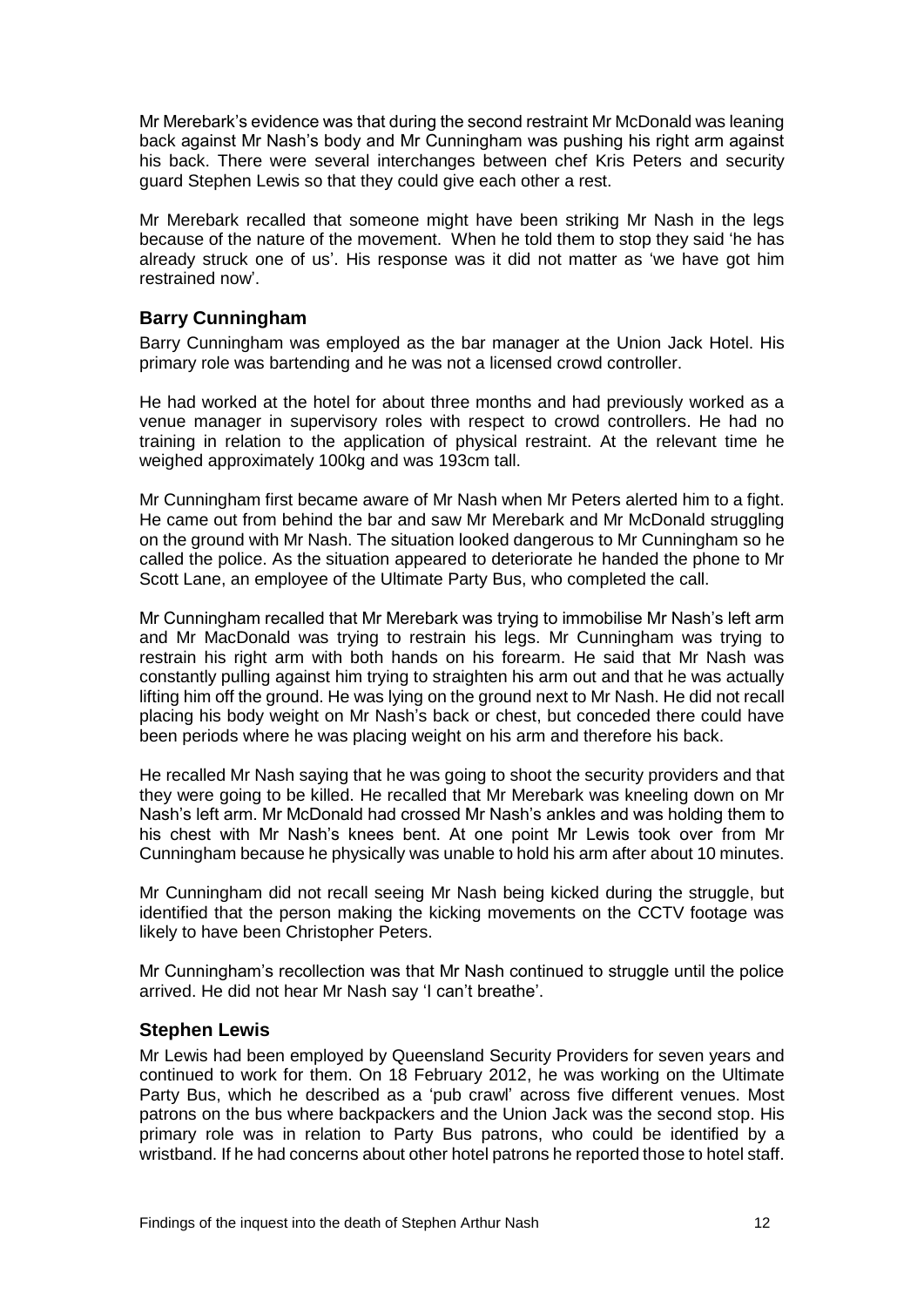Mr Merebark's evidence was that during the second restraint Mr McDonald was leaning back against Mr Nash's body and Mr Cunningham was pushing his right arm against his back. There were several interchanges between chef Kris Peters and security guard Stephen Lewis so that they could give each other a rest.

Mr Merebark recalled that someone might have been striking Mr Nash in the legs because of the nature of the movement. When he told them to stop they said 'he has already struck one of us'. His response was it did not matter as 'we have got him restrained now'.

### Barry Cunningham

Barry Cunningham was employed as the bar manager at the Union Jack Hotel. His primary role was bartending and he was not a licensed crowd controller.

He had worked at the hotel for about three months and had previously worked as a venue manager in supervisory roles with respect to crowd controllers. He had no training in relation to the application of physical restraint. At the relevant time he weighed approximately 100kg and was 193cm tall.

Mr Cunningham first became aware of Mr Nash when Mr Peters alerted him to a fight. He came out from behind the bar and saw Mr Merebark and Mr McDonald struggling on the ground with Mr Nash. The situation looked dangerous to Mr Cunningham so he called the police. As the situation appeared to deteriorate he handed the phone to Mr Scott Lane, an employee of the Ultimate Party Bus, who completed the call.

Mr Cunningham recalled that Mr Merebark was trying to immobilise Mr Nash's left arm and Mr MacDonald was trying to restrain his legs. Mr Cunningham was trying to restrain his right arm with both hands on his forearm. He said that Mr Nash was constantly pulling against him trying to straighten his arm out and that he was actually lifting him off the ground. He was lying on the ground next to Mr Nash. He did not recall placing his body weight on Mr Nash's back or chest, but conceded there could have been periods where he was placing weight on his arm and therefore his back.

He recalled Mr Nash saying that he was going to shoot the security providers and that they were going to be killed. He recalled that Mr Merebark was kneeling down on Mr Nash's left arm. Mr McDonald had crossed Mr Nash's ankles and was holding them to his chest with Mr Nash's knees bent. At one point Mr Lewis took over from Mr Cunningham because he physically was unable to hold his arm after about 10 minutes.

Mr Cunningham did not recall seeing Mr Nash being kicked during the struggle, but identified that the person making the kicking movements on the CCTV footage was likely to have been Christopher Peters.

Mr Cunningham's recollection was that Mr Nash continued to struggle until the police arrived. He did not hear Mr Nash say 'I can't breathe'.

### Stephen Lewis

Mr Lewis had been employed by Queensland Security Providers for seven years and continued to work for them. On 18 February 2012, he was working on the Ultimate Party Bus, which he described as a 'pub crawl' across five different venues. Most patrons on the bus where backpackers and the Union Jack was the second stop. His primary role was in relation to Party Bus patrons, who could be identified by a wristband. If he had concerns about other hotel patrons he reported those to hotel staff.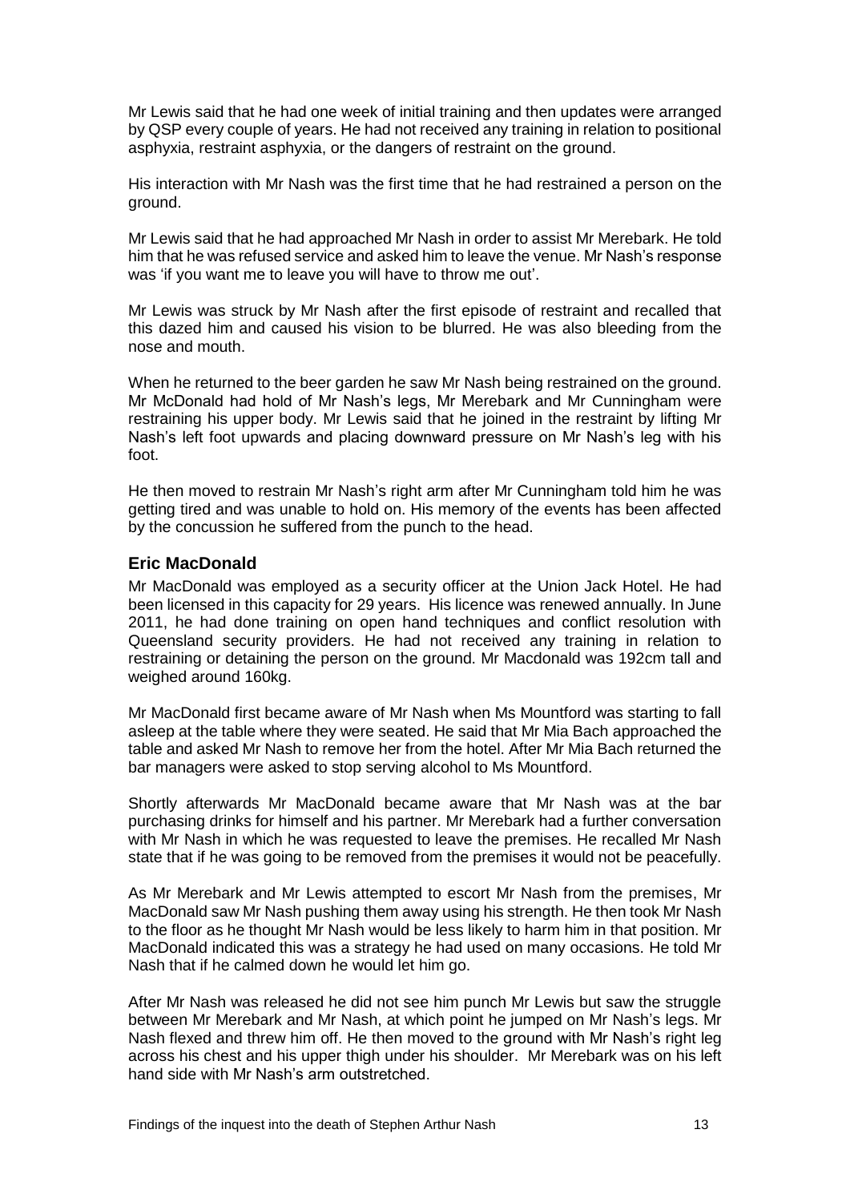Mr Lewis said that he had one week of initial training and then updates were arranged by QSP every couple of years. He had not received any training in relation to positional asphyxia, restraint asphyxia, or the dangers of restraint on the ground.

His interaction with Mr Nash was the first time that he had restrained a person on the ground.

Mr Lewis said that he had approached Mr Nash in order to assist Mr Merebark. He told him that he was refused service and asked him to leave the venue. Mr Nash's response was 'if you want me to leave you will have to throw me out'.

Mr Lewis was struck by Mr Nash after the first episode of restraint and recalled that this dazed him and caused his vision to be blurred. He was also bleeding from the nose and mouth.

When he returned to the beer garden he saw Mr Nash being restrained on the ground. Mr McDonald had hold of Mr Nash's legs, Mr Merebark and Mr Cunningham were restraining his upper body. Mr Lewis said that he joined in the restraint by lifting Mr Nash's left foot upwards and placing downward pressure on Mr Nash's leg with his foot.

He then moved to restrain Mr Nash's right arm after Mr Cunningham told him he was getting tired and was unable to hold on. His memory of the events has been affected by the concussion he suffered from the punch to the head.

### Eric MacDonald

Mr MacDonald was employed as a security officer at the Union Jack Hotel. He had been licensed in this capacity for 29 years. His licence was renewed annually. In June 2011, he had done training on open hand techniques and conflict resolution with Queensland security providers. He had not received any training in relation to restraining or detaining the person on the ground. Mr Macdonald was 192cm tall and weighed around 160kg.

Mr MacDonald first became aware of Mr Nash when Ms Mountford was starting to fall asleep at the table where they were seated. He said that Mr Mia Bach approached the table and asked Mr Nash to remove her from the hotel. After Mr Mia Bach returned the bar managers were asked to stop serving alcohol to Ms Mountford.

Shortly afterwards Mr MacDonald became aware that Mr Nash was at the bar purchasing drinks for himself and his partner. Mr Merebark had a further conversation with Mr Nash in which he was requested to leave the premises. He recalled Mr Nash state that if he was going to be removed from the premises it would not be peacefully.

As Mr Merebark and Mr Lewis attempted to escort Mr Nash from the premises, Mr MacDonald saw Mr Nash pushing them away using his strength. He then took Mr Nash to the floor as he thought Mr Nash would be less likely to harm him in that position. Mr MacDonald indicated this was a strategy he had used on many occasions. He told Mr Nash that if he calmed down he would let him go.

After Mr Nash was released he did not see him punch Mr Lewis but saw the struggle between Mr Merebark and Mr Nash, at which point he jumped on Mr Nash's legs. Mr Nash flexed and threw him off. He then moved to the ground with Mr Nash's right leg across his chest and his upper thigh under his shoulder. Mr Merebark was on his left hand side with Mr Nash's arm outstretched.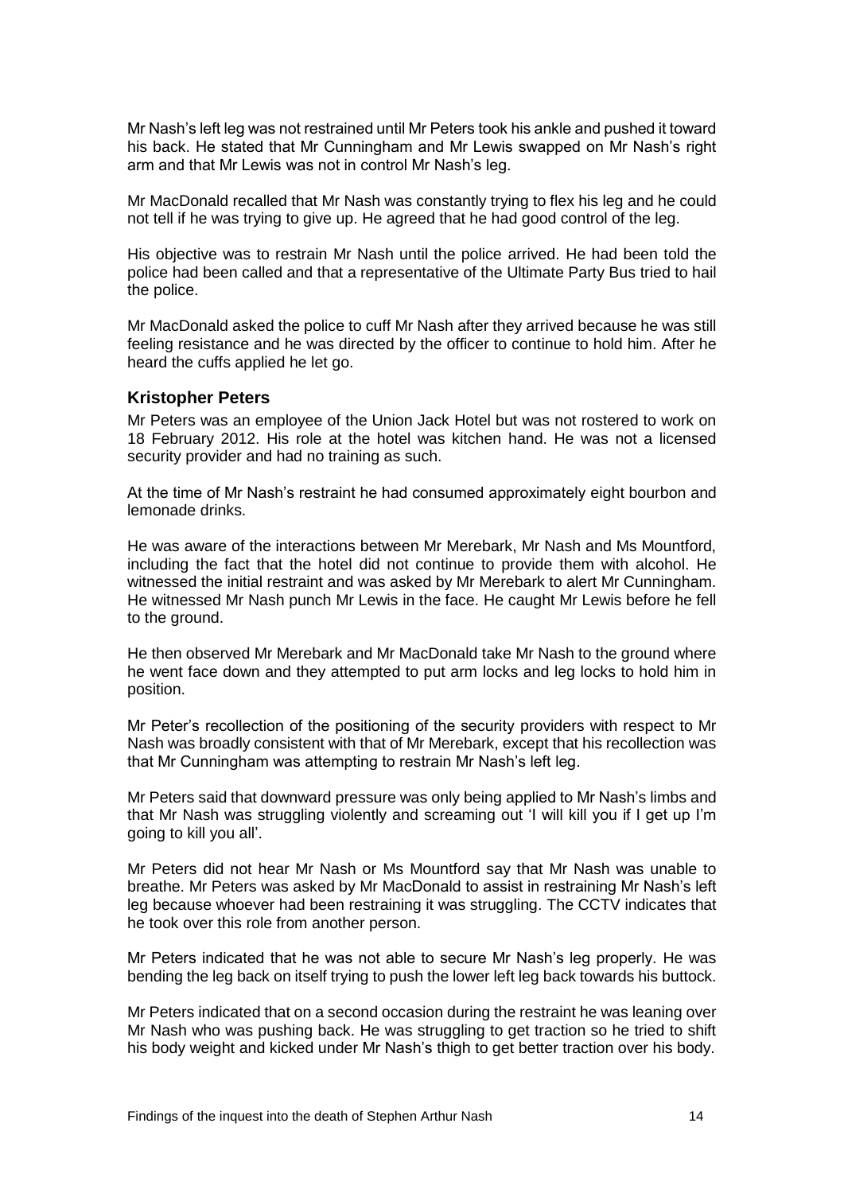Mr Nash's left leg was not restrained until Mr Peters took his ankle and pushed it toward his back. He stated that Mr Cunningham and Mr Lewis swapped on Mr Nash's right arm and that Mr Lewis was not in control Mr Nash's leg.

Mr MacDonald recalled that Mr Nash was constantly trying to flex his leg and he could not tell if he was trying to give up. He agreed that he had good control of the leg.

His objective was to restrain Mr Nash until the police arrived. He had been told the police had been called and that a representative of the Ultimate Party Bus tried to hail the police.

Mr MacDonald asked the police to cuff Mr Nash after they arrived because he was still feeling resistance and he was directed by the officer to continue to hold him. After he heard the cuffs applied he let go.

### Kristopher Peters

Mr Peters was an employee of the Union Jack Hotel but was not rostered to work on 18 February 2012. His role at the hotel was kitchen hand. He was not a licensed security provider and had no training as such.

At the time of Mr Nash's restraint he had consumed approximately eight bourbon and lemonade drinks.

He was aware of the interactions between Mr Merebark, Mr Nash and Ms Mountford, including the fact that the hotel did not continue to provide them with alcohol. He witnessed the initial restraint and was asked by Mr Merebark to alert Mr Cunningham. He witnessed Mr Nash punch Mr Lewis in the face. He caught Mr Lewis before he fell to the ground.

He then observed Mr Merebark and Mr MacDonald take Mr Nash to the ground where he went face down and they attempted to put arm locks and leg locks to hold him in position.

Mr Peter's recollection of the positioning of the security providers with respect to Mr Nash was broadly consistent with that of Mr Merebark, except that his recollection was that Mr Cunningham was attempting to restrain Mr Nash's left leg.

Mr Peters said that downward pressure was only being applied to Mr Nash's limbs and that Mr Nash was struggling violently and screaming out 'I will kill you if I get up I'm going to kill you all'.

Mr Peters did not hear Mr Nash or Ms Mountford say that Mr Nash was unable to breathe. Mr Peters was asked by Mr MacDonald to assist in restraining Mr Nash's left leg because whoever had been restraining it was struggling. The CCTV indicates that he took over this role from another person.

Mr Peters indicated that he was not able to secure Mr Nash's leg properly. He was bending the leg back on itself trying to push the lower left leg back towards his buttock.

Mr Peters indicated that on a second occasion during the restraint he was leaning over Mr Nash who was pushing back. He was struggling to get traction so he tried to shift his body weight and kicked under Mr Nash's thigh to get better traction over his body.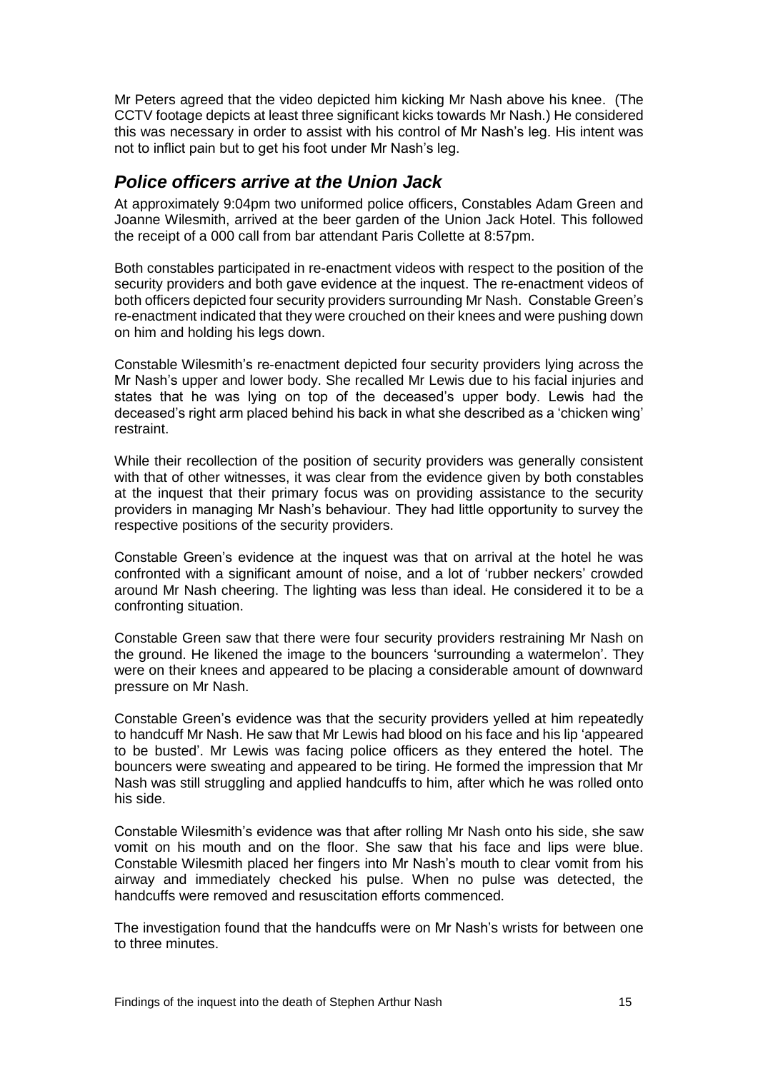Mr Peters agreed that the video depicted him kicking Mr Nash above his knee. (The CCTV footage depicts at least three significant kicks towards Mr Nash.) He considered this was necessary in order to assist with his control of Mr Nash's leg. His intent was not to inflict pain but to get his foot under Mr Nash's leg.

## *Police officers arrive at the Union Jack*

At approximately 9:04pm two uniformed police officers, Constables Adam Green and Joanne Wilesmith, arrived at the beer garden of the Union Jack Hotel. This followed the receipt of a 000 call from bar attendant Paris Collette at 8:57pm.

Both constables participated in re-enactment videos with respect to the position of the security providers and both gave evidence at the inquest. The re-enactment videos of both officers depicted four security providers surrounding Mr Nash. Constable Green's re-enactment indicated that they were crouched on their knees and were pushing down on him and holding his legs down.

Constable Wilesmith's re-enactment depicted four security providers lying across the Mr Nash's upper and lower body. She recalled Mr Lewis due to his facial injuries and states that he was lying on top of the deceased's upper body. Lewis had the deceased's right arm placed behind his back in what she described as a 'chicken wing' restraint.

While their recollection of the position of security providers was generally consistent with that of other witnesses, it was clear from the evidence given by both constables at the inquest that their primary focus was on providing assistance to the security providers in managing Mr Nash's behaviour. They had little opportunity to survey the respective positions of the security providers.

Constable Green's evidence at the inquest was that on arrival at the hotel he was confronted with a significant amount of noise, and a lot of 'rubber neckers' crowded around Mr Nash cheering. The lighting was less than ideal. He considered it to be a confronting situation.

Constable Green saw that there were four security providers restraining Mr Nash on the ground. He likened the image to the bouncers 'surrounding a watermelon'. They were on their knees and appeared to be placing a considerable amount of downward pressure on Mr Nash.

Constable Green's evidence was that the security providers yelled at him repeatedly to handcuff Mr Nash. He saw that Mr Lewis had blood on his face and his lip 'appeared to be busted'. Mr Lewis was facing police officers as they entered the hotel. The bouncers were sweating and appeared to be tiring. He formed the impression that Mr Nash was still struggling and applied handcuffs to him, after which he was rolled onto his side.

Constable Wilesmith's evidence was that after rolling Mr Nash onto his side, she saw vomit on his mouth and on the floor. She saw that his face and lips were blue. Constable Wilesmith placed her fingers into Mr Nash's mouth to clear vomit from his airway and immediately checked his pulse. When no pulse was detected, the handcuffs were removed and resuscitation efforts commenced.

The investigation found that the handcuffs were on Mr Nash's wrists for between one to three minutes.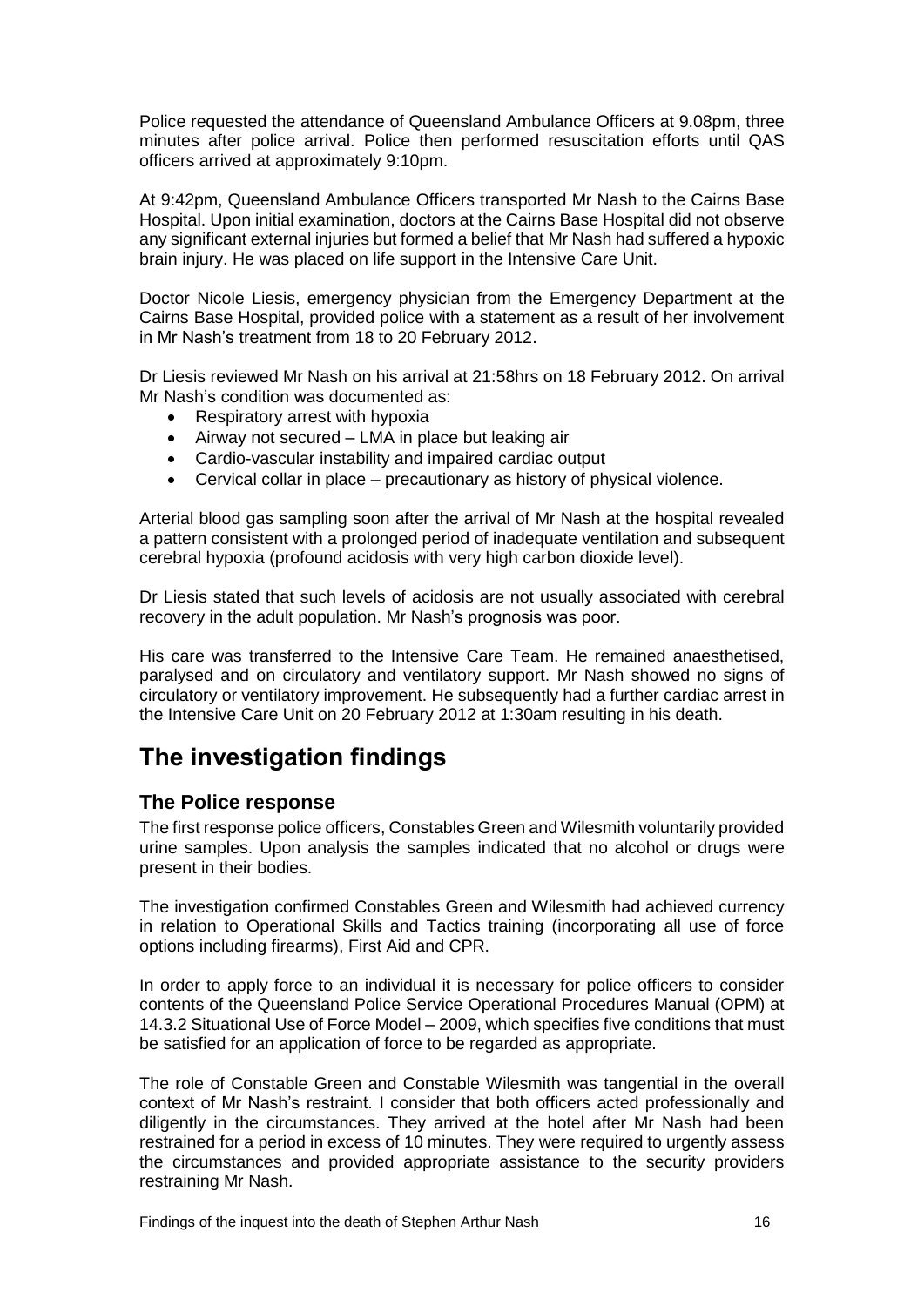Police requested the attendance of Queensland Ambulance Officers at 9.08pm, three minutes after police arrival. Police then performed resuscitation efforts until QAS officers arrived at approximately 9:10pm.

At 9:42pm, Queensland Ambulance Officers transported Mr Nash to the Cairns Base Hospital. Upon initial examination, doctors at the Cairns Base Hospital did not observe any significant external injuries but formed a belief that Mr Nash had suffered a hypoxic brain injury. He was placed on life support in the Intensive Care Unit.

Doctor Nicole Liesis, emergency physician from the Emergency Department at the Cairns Base Hospital, provided police with a statement as a result of her involvement in Mr Nash's treatment from 18 to 20 February 2012.

Dr Liesis reviewed Mr Nash on his arrival at 21:58hrs on 18 February 2012. On arrival Mr Nash's condition was documented as:

- Respiratory arrest with hypoxia
- Airway not secured – LMA in place but leaking air
- Cardio-vascular instability and impaired cardiac output
- Cervical collar in place – precautionary as history of physical violence.

Arterial blood gas sampling soon after the arrival of Mr Nash at the hospital revealed a pattern consistent with a prolonged period of inadequate ventilation and subsequent cerebral hypoxia (profound acidosis with very high carbon dioxide level).

Dr Liesis stated that such levels of acidosis are not usually associated with cerebral recovery in the adult population. Mr Nash's prognosis was poor.

His care was transferred to the Intensive Care Team. He remained anaesthetised, paralysed and on circulatory and ventilatory support. Mr Nash showed no signs of circulatory or ventilatory improvement. He subsequently had a further cardiac arrest in the Intensive Care Unit on 20 February 2012 at 1:30am resulting in his death.

# The investigation findings

## The Police response

The first response police officers, Constables Green and Wilesmith voluntarily provided urine samples. Upon analysis the samples indicated that no alcohol or drugs were present in their bodies.

The investigation confirmed Constables Green and Wilesmith had achieved currency in relation to Operational Skills and Tactics training (incorporating all use of force options including firearms), First Aid and CPR.

In order to apply force to an individual it is necessary for police officers to consider contents of the Queensland Police Service Operational Procedures Manual (OPM) at 14.3.2 Situational Use of Force Model – 2009, which specifies five conditions that must be satisfied for an application of force to be regarded as appropriate.

The role of Constable Green and Constable Wilesmith was tangential in the overall context of Mr Nash's restraint. I consider that both officers acted professionally and diligently in the circumstances. They arrived at the hotel after Mr Nash had been restrained for a period in excess of 10 minutes. They were required to urgently assess the circumstances and provided appropriate assistance to the security providers restraining Mr Nash.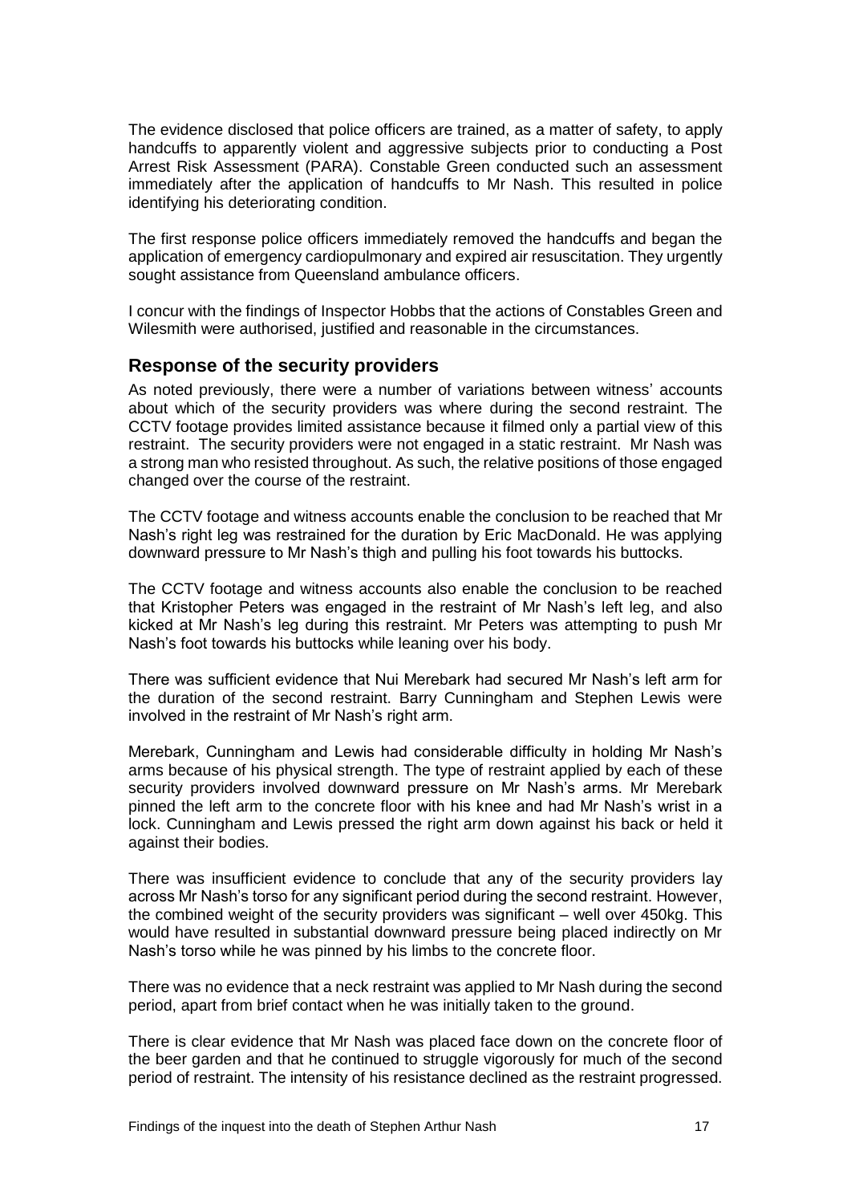The evidence disclosed that police officers are trained, as a matter of safety, to apply handcuffs to apparently violent and aggressive subjects prior to conducting a Post Arrest Risk Assessment (PARA). Constable Green conducted such an assessment immediately after the application of handcuffs to Mr Nash. This resulted in police identifying his deteriorating condition.

The first response police officers immediately removed the handcuffs and began the application of emergency cardiopulmonary and expired air resuscitation. They urgently sought assistance from Queensland ambulance officers.

I concur with the findings of Inspector Hobbs that the actions of Constables Green and Wilesmith were authorised, justified and reasonable in the circumstances.

## Response of the security providers

As noted previously, there were a number of variations between witness' accounts about which of the security providers was where during the second restraint. The CCTV footage provides limited assistance because it filmed only a partial view of this restraint. The security providers were not engaged in a static restraint. Mr Nash was a strong man who resisted throughout. As such, the relative positions of those engaged changed over the course of the restraint.

The CCTV footage and witness accounts enable the conclusion to be reached that Mr Nash's right leg was restrained for the duration by Eric MacDonald. He was applying downward pressure to Mr Nash's thigh and pulling his foot towards his buttocks.

The CCTV footage and witness accounts also enable the conclusion to be reached that Kristopher Peters was engaged in the restraint of Mr Nash's left leg, and also kicked at Mr Nash's leg during this restraint. Mr Peters was attempting to push Mr Nash's foot towards his buttocks while leaning over his body.

There was sufficient evidence that Nui Merebark had secured Mr Nash's left arm for the duration of the second restraint. Barry Cunningham and Stephen Lewis were involved in the restraint of Mr Nash's right arm.

Merebark, Cunningham and Lewis had considerable difficulty in holding Mr Nash's arms because of his physical strength. The type of restraint applied by each of these security providers involved downward pressure on Mr Nash's arms. Mr Merebark pinned the left arm to the concrete floor with his knee and had Mr Nash's wrist in a lock. Cunningham and Lewis pressed the right arm down against his back or held it against their bodies.

There was insufficient evidence to conclude that any of the security providers lay across Mr Nash's torso for any significant period during the second restraint. However, the combined weight of the security providers was significant – well over 450kg. This would have resulted in substantial downward pressure being placed indirectly on Mr Nash's torso while he was pinned by his limbs to the concrete floor.

There was no evidence that a neck restraint was applied to Mr Nash during the second period, apart from brief contact when he was initially taken to the ground.

There is clear evidence that Mr Nash was placed face down on the concrete floor of the beer garden and that he continued to struggle vigorously for much of the second period of restraint. The intensity of his resistance declined as the restraint progressed.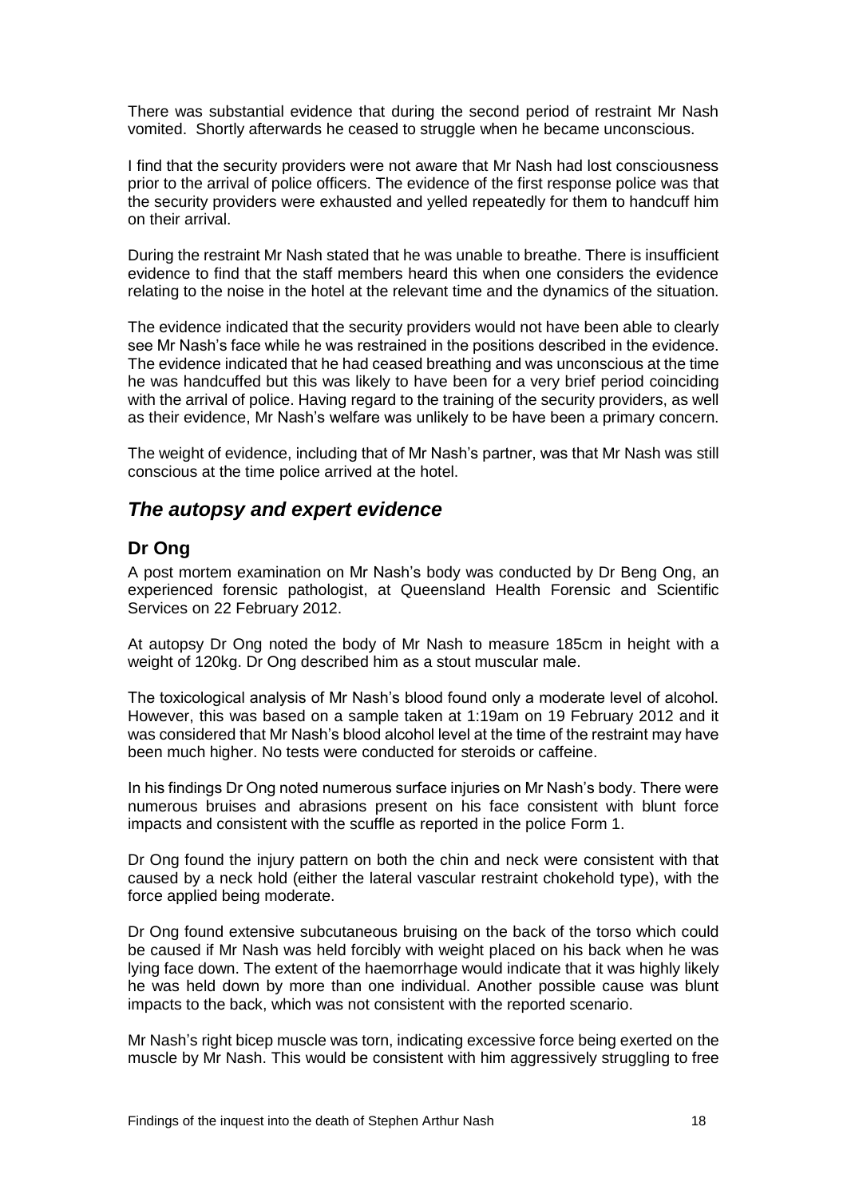There was substantial evidence that during the second period of restraint Mr Nash vomited. Shortly afterwards he ceased to struggle when he became unconscious.

I find that the security providers were not aware that Mr Nash had lost consciousness prior to the arrival of police officers. The evidence of the first response police was that the security providers were exhausted and yelled repeatedly for them to handcuff him on their arrival.

During the restraint Mr Nash stated that he was unable to breathe. There is insufficient evidence to find that the staff members heard this when one considers the evidence relating to the noise in the hotel at the relevant time and the dynamics of the situation.

The evidence indicated that the security providers would not have been able to clearly see Mr Nash's face while he was restrained in the positions described in the evidence. The evidence indicated that he had ceased breathing and was unconscious at the time he was handcuffed but this was likely to have been for a very brief period coinciding with the arrival of police. Having regard to the training of the security providers, as well as their evidence, Mr Nash's welfare was unlikely to be have been a primary concern.

The weight of evidence, including that of Mr Nash's partner, was that Mr Nash was still conscious at the time police arrived at the hotel.

## *The autopsy and expert evidence*

### Dr Ong

A post mortem examination on Mr Nash's body was conducted by Dr Beng Ong, an experienced forensic pathologist, at Queensland Health Forensic and Scientific Services on 22 February 2012.

At autopsy Dr Ong noted the body of Mr Nash to measure 185cm in height with a weight of 120kg. Dr Ong described him as a stout muscular male.

The toxicological analysis of Mr Nash's blood found only a moderate level of alcohol. However, this was based on a sample taken at 1:19am on 19 February 2012 and it was considered that Mr Nash's blood alcohol level at the time of the restraint may have been much higher. No tests were conducted for steroids or caffeine.

In his findings Dr Ong noted numerous surface injuries on Mr Nash's body. There were numerous bruises and abrasions present on his face consistent with blunt force impacts and consistent with the scuffle as reported in the police Form 1.

Dr Ong found the injury pattern on both the chin and neck were consistent with that caused by a neck hold (either the lateral vascular restraint chokehold type), with the force applied being moderate.

Dr Ong found extensive subcutaneous bruising on the back of the torso which could be caused if Mr Nash was held forcibly with weight placed on his back when he was lying face down. The extent of the haemorrhage would indicate that it was highly likely he was held down by more than one individual. Another possible cause was blunt impacts to the back, which was not consistent with the reported scenario.

Mr Nash's right bicep muscle was torn, indicating excessive force being exerted on the muscle by Mr Nash. This would be consistent with him aggressively struggling to free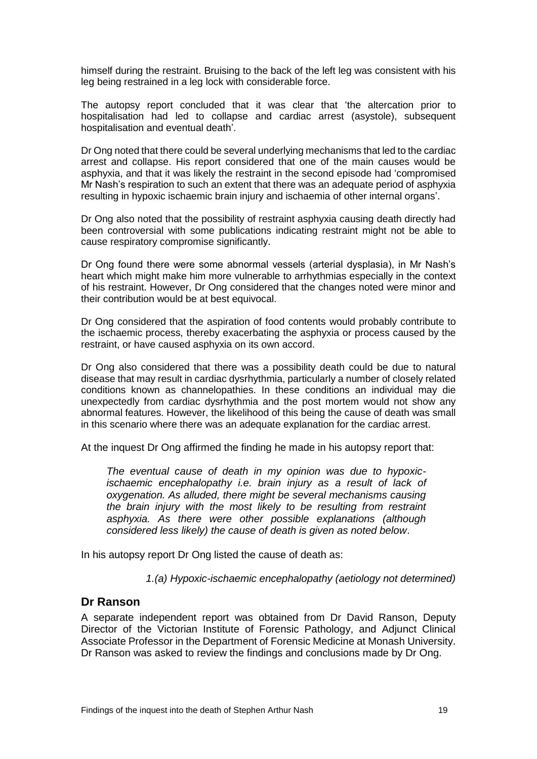himself during the restraint. Bruising to the back of the left leg was consistent with his leg being restrained in a leg lock with considerable force.

The autopsy report concluded that it was clear that 'the altercation prior to hospitalisation had led to collapse and cardiac arrest (asystole), subsequent hospitalisation and eventual death'.

Dr Ong noted that there could be several underlying mechanisms that led to the cardiac arrest and collapse. His report considered that one of the main causes would be asphyxia, and that it was likely the restraint in the second episode had 'compromised Mr Nash's respiration to such an extent that there was an adequate period of asphyxia resulting in hypoxic ischaemic brain injury and ischaemia of other internal organs'.

Dr Ong also noted that the possibility of restraint asphyxia causing death directly had been controversial with some publications indicating restraint might not be able to cause respiratory compromise significantly.

Dr Ong found there were some abnormal vessels (arterial dysplasia), in Mr Nash's heart which might make him more vulnerable to arrhythmias especially in the context of his restraint. However, Dr Ong considered that the changes noted were minor and their contribution would be at best equivocal.

Dr Ong considered that the aspiration of food contents would probably contribute to the ischaemic process, thereby exacerbating the asphyxia or process caused by the restraint, or have caused asphyxia on its own accord.

Dr Ong also considered that there was a possibility death could be due to natural disease that may result in cardiac dysrhythmia, particularly a number of closely related conditions known as channelopathies. In these conditions an individual may die unexpectedly from cardiac dysrhythmia and the post mortem would not show any abnormal features. However, the likelihood of this being the cause of death was small in this scenario where there was an adequate explanation for the cardiac arrest.

At the inquest Dr Ong affirmed the finding he made in his autopsy report that:

> *The eventual cause of death in my opinion was due to hypoxic-ischaemic encephalopathy i.e. brain injury as a result of lack of oxygenation. As alluded, there might be several mechanisms causing the brain injury with the most likely to be resulting from restraint asphyxia. As there were other possible explanations (although considered less likely) the cause of death is given as noted below*.

In his autopsy report Dr Ong listed the cause of death as:

> *1.(a) Hypoxic-ischaemic encephalopathy (aetiology not determined)*

## Dr Ranson

A separate independent report was obtained from Dr David Ranson, Deputy Director of the Victorian Institute of Forensic Pathology, and Adjunct Clinical Associate Professor in the Department of Forensic Medicine at Monash University. Dr Ranson was asked to review the findings and conclusions made by Dr Ong.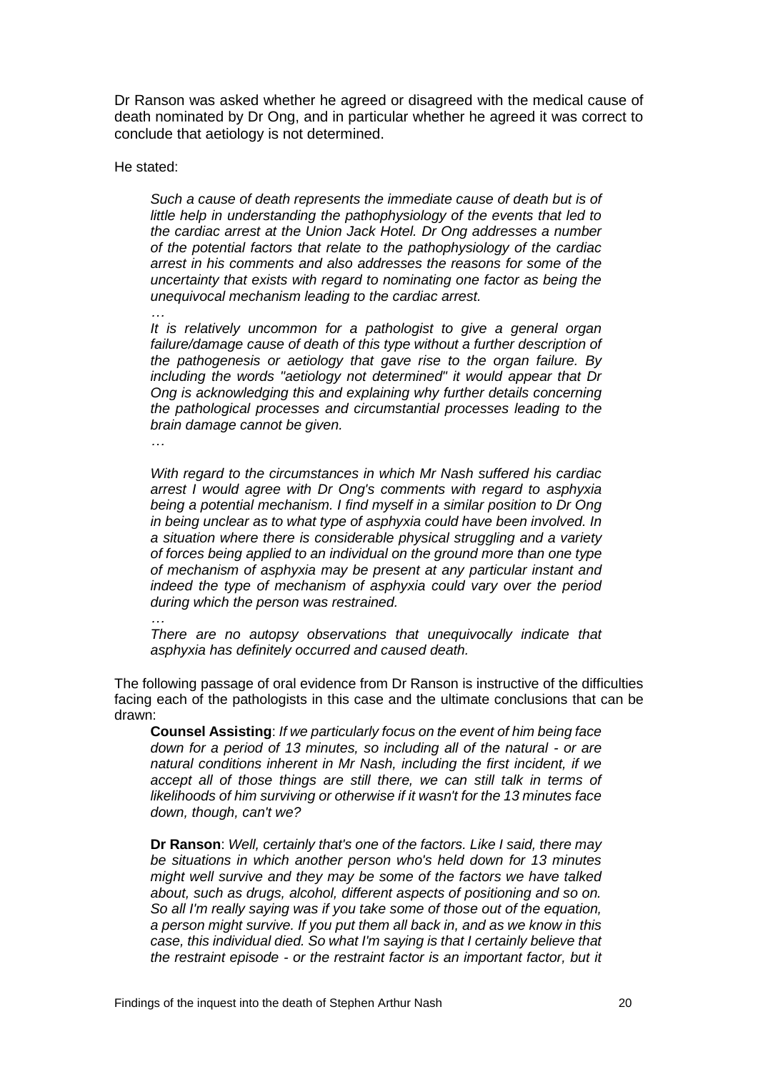Dr Ranson was asked whether he agreed or disagreed with the medical cause of death nominated by Dr Ong, and in particular whether he agreed it was correct to conclude that aetiology is not determined.

He stated:

> *Such a cause of death represents the immediate cause of death but is of little help in understanding the pathophysiology of the events that led to the cardiac arrest at the Union Jack Hotel. Dr Ong addresses a number of the potential factors that relate to the pathophysiology of the cardiac arrest in his comments and also addresses the reasons for some of the uncertainty that exists with regard to nominating one factor as being the unequivocal mechanism leading to the cardiac arrest.*
>
> *…*
>
> *It is relatively uncommon for a pathologist to give a general organ failure/damage cause of death of this type without a further description of the pathogenesis or aetiology that gave rise to the organ failure. By including the words "aetiology not determined" it would appear that Dr Ong is acknowledging this and explaining why further details concerning the pathological processes and circumstantial processes leading to the brain damage cannot be given.*
>
> *…*
>
> *With regard to the circumstances in which Mr Nash suffered his cardiac arrest I would agree with Dr Ong's comments with regard to asphyxia being a potential mechanism. I find myself in a similar position to Dr Ong in being unclear as to what type of asphyxia could have been involved. In a situation where there is considerable physical struggling and a variety of forces being applied to an individual on the ground more than one type of mechanism of asphyxia may be present at any particular instant and indeed the type of mechanism of asphyxia could vary over the period during which the person was restrained.*
>
> *…*
>
> *There are no autopsy observations that unequivocally indicate that asphyxia has definitely occurred and caused death.*

The following passage of oral evidence from Dr Ranson is instructive of the difficulties facing each of the pathologists in this case and the ultimate conclusions that can be drawn:

> **Counsel Assisting**: *If we particularly focus on the event of him being face down for a period of 13 minutes, so including all of the natural - or are natural conditions inherent in Mr Nash, including the first incident, if we accept all of those things are still there, we can still talk in terms of likelihoods of him surviving or otherwise if it wasn't for the 13 minutes face down, though, can't we?*
>
> **Dr Ranson**: *Well, certainly that's one of the factors. Like I said, there may be situations in which another person who's held down for 13 minutes might well survive and they may be some of the factors we have talked about, such as drugs, alcohol, different aspects of positioning and so on. So all I'm really saying was if you take some of those out of the equation, a person might survive. If you put them all back in, and as we know in this case, this individual died. So what I'm saying is that I certainly believe that the restraint episode - or the restraint factor is an important factor, but it*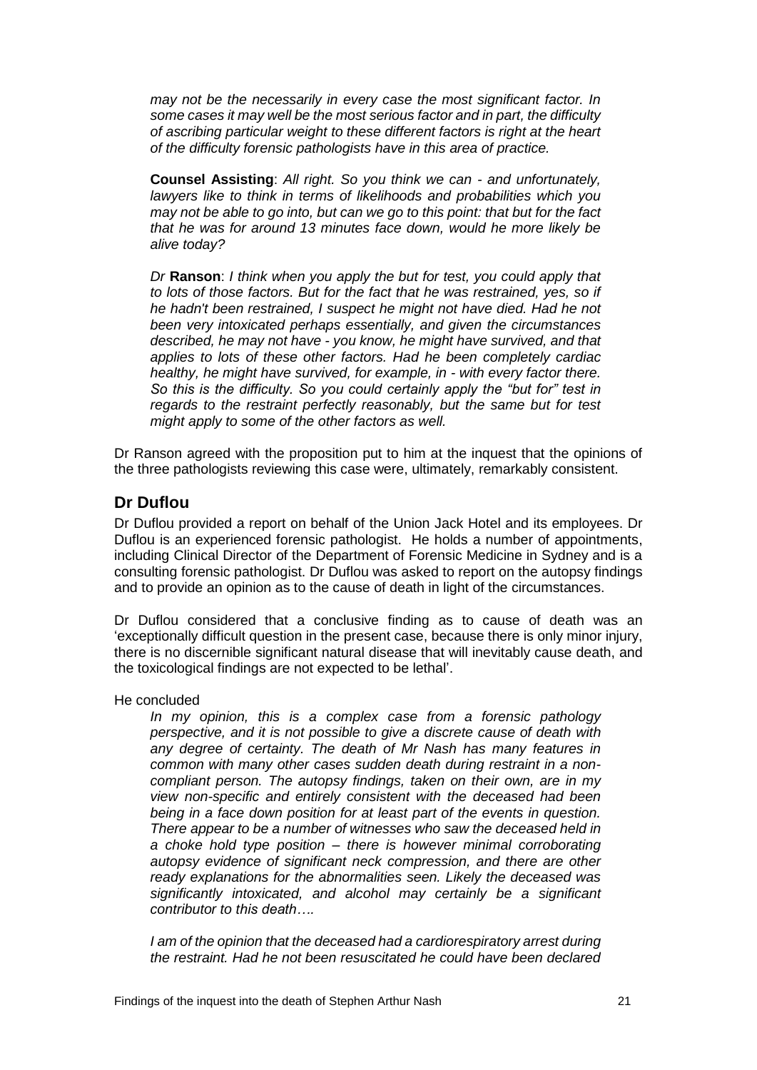*may not be the necessarily in every case the most significant factor. In some cases it may well be the most serious factor and in part, the difficulty of ascribing particular weight to these different factors is right at the heart of the difficulty forensic pathologists have in this area of practice.*

**Counsel Assisting**: *All right. So you think we can - and unfortunately, lawyers like to think in terms of likelihoods and probabilities which you may not be able to go into, but can we go to this point: that but for the fact that he was for around 13 minutes face down, would he more likely be alive today?*

*Dr* **Ranson**: *I think when you apply the but for test, you could apply that to lots of those factors. But for the fact that he was restrained, yes, so if he hadn't been restrained, I suspect he might not have died. Had he not been very intoxicated perhaps essentially, and given the circumstances described, he may not have - you know, he might have survived, and that applies to lots of these other factors. Had he been completely cardiac healthy, he might have survived, for example, in - with every factor there. So this is the difficulty. So you could certainly apply the "but for" test in regards to the restraint perfectly reasonably, but the same but for test might apply to some of the other factors as well.*

Dr Ranson agreed with the proposition put to him at the inquest that the opinions of the three pathologists reviewing this case were, ultimately, remarkably consistent.

## Dr Duflou

Dr Duflou provided a report on behalf of the Union Jack Hotel and its employees. Dr Duflou is an experienced forensic pathologist. He holds a number of appointments, including Clinical Director of the Department of Forensic Medicine in Sydney and is a consulting forensic pathologist. Dr Duflou was asked to report on the autopsy findings and to provide an opinion as to the cause of death in light of the circumstances.

Dr Duflou considered that a conclusive finding as to cause of death was an 'exceptionally difficult question in the present case, because there is only minor injury, there is no discernible significant natural disease that will inevitably cause death, and the toxicological findings are not expected to be lethal'.

He concluded

*In my opinion, this is a complex case from a forensic pathology perspective, and it is not possible to give a discrete cause of death with any degree of certainty. The death of Mr Nash has many features in common with many other cases sudden death during restraint in a non-compliant person. The autopsy findings, taken on their own, are in my view non-specific and entirely consistent with the deceased had been being in a face down position for at least part of the events in question. There appear to be a number of witnesses who saw the deceased held in a choke hold type position – there is however minimal corroborating autopsy evidence of significant neck compression, and there are other ready explanations for the abnormalities seen. Likely the deceased was significantly intoxicated, and alcohol may certainly be a significant contributor to this death….*

*I am of the opinion that the deceased had a cardiorespiratory arrest during the restraint. Had he not been resuscitated he could have been declared*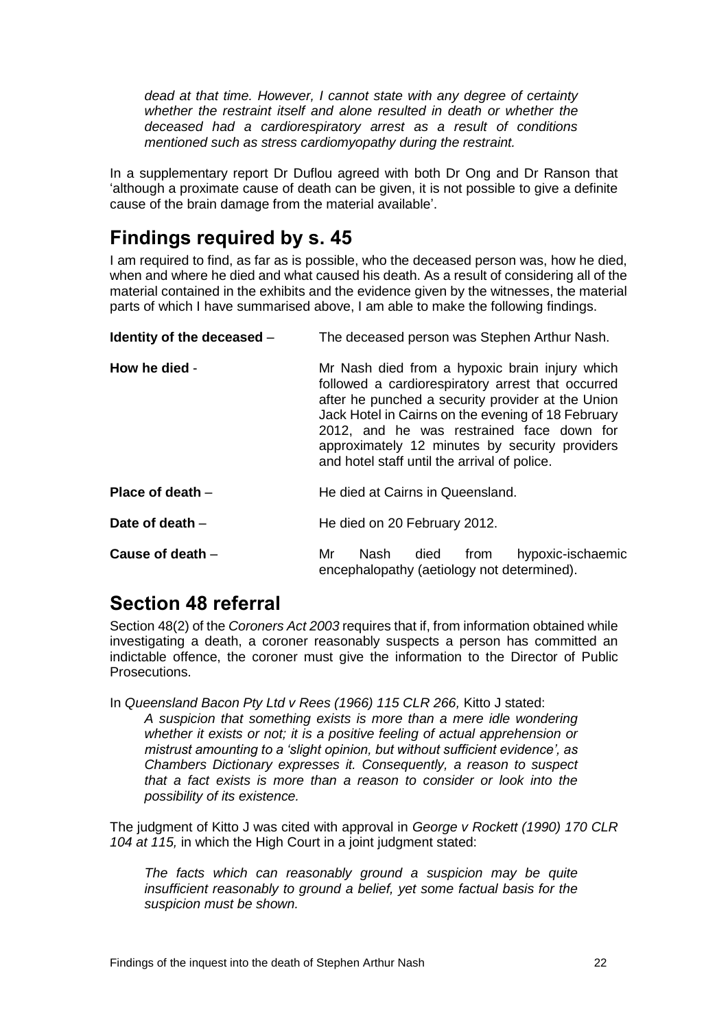*dead at that time. However, I cannot state with any degree of certainty whether the restraint itself and alone resulted in death or whether the deceased had a cardiorespiratory arrest as a result of conditions mentioned such as stress cardiomyopathy during the restraint.*

In a supplementary report Dr Duflou agreed with both Dr Ong and Dr Ranson that 'although a proximate cause of death can be given, it is not possible to give a definite cause of the brain damage from the material available'.

## Findings required by s. 45

I am required to find, as far as is possible, who the deceased person was, how he died, when and where he died and what caused his death. As a result of considering all of the material contained in the exhibits and the evidence given by the witnesses, the material parts of which I have summarised above, I am able to make the following findings.

**Identity of the deceased** – The deceased person was Stephen Arthur Nash.

**How he died** - Mr Nash died from a hypoxic brain injury which followed a cardiorespiratory arrest that occurred after he punched a security provider at the Union Jack Hotel in Cairns on the evening of 18 February 2012, and he was restrained face down for approximately 12 minutes by security providers and hotel staff until the arrival of police.

**Place of death** – He died at Cairns in Queensland.

**Date of death** – He died on 20 February 2012.

**Cause of death** – Mr Nash died from hypoxic-ischaemic encephalopathy (aetiology not determined).

## Section 48 referral

Section 48(2) of the *Coroners Act 2003* requires that if, from information obtained while investigating a death, a coroner reasonably suspects a person has committed an indictable offence, the coroner must give the information to the Director of Public Prosecutions.

In *Queensland Bacon Pty Ltd v Rees (1966) 115 CLR 266,* Kitto J stated:

> *A suspicion that something exists is more than a mere idle wondering whether it exists or not; it is a positive feeling of actual apprehension or mistrust amounting to a 'slight opinion, but without sufficient evidence', as Chambers Dictionary expresses it. Consequently, a reason to suspect that a fact exists is more than a reason to consider or look into the possibility of its existence.*

The judgment of Kitto J was cited with approval in *George v Rockett (1990) 170 CLR 104 at 115,* in which the High Court in a joint judgment stated:

> *The facts which can reasonably ground a suspicion may be quite insufficient reasonably to ground a belief, yet some factual basis for the suspicion must be shown.*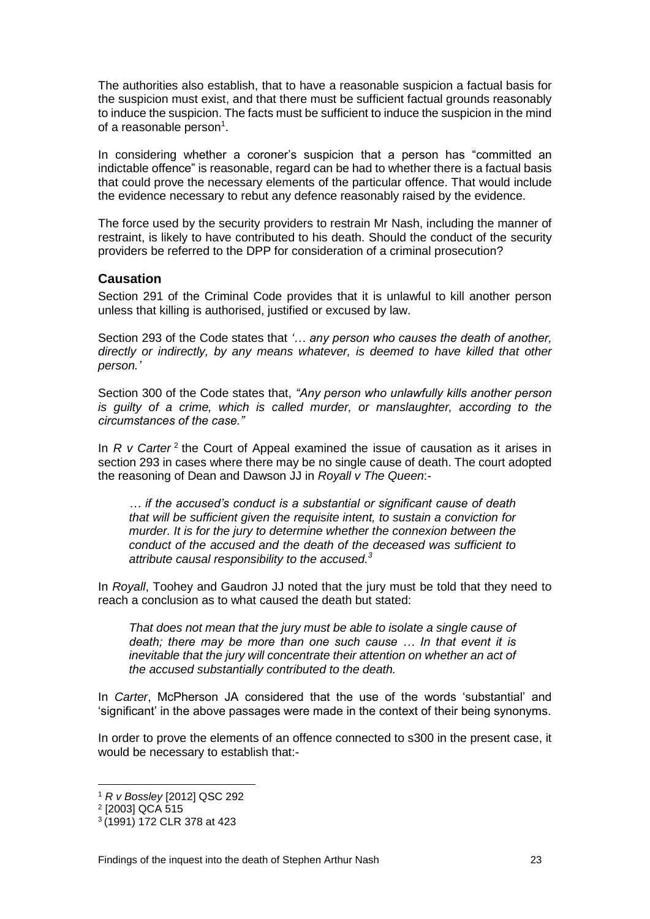The authorities also establish, that to have a reasonable suspicion a factual basis for the suspicion must exist, and that there must be sufficient factual grounds reasonably to induce the suspicion. The facts must be sufficient to induce the suspicion in the mind of a reasonable person[1].

In considering whether a coroner's suspicion that a person has "committed an indictable offence" is reasonable, regard can be had to whether there is a factual basis that could prove the necessary elements of the particular offence. That would include the evidence necessary to rebut any defence reasonably raised by the evidence.

The force used by the security providers to restrain Mr Nash, including the manner of restraint, is likely to have contributed to his death. Should the conduct of the security providers be referred to the DPP for consideration of a criminal prosecution?

### Causation

Section 291 of the Criminal Code provides that it is unlawful to kill another person unless that killing is authorised, justified or excused by law.

Section 293 of the Code states that *'… any person who causes the death of another, directly or indirectly, by any means whatever, is deemed to have killed that other person.'*

Section 300 of the Code states that, *"Any person who unlawfully kills another person is guilty of a crime, which is called murder, or manslaughter, according to the circumstances of the case."*

In *R v Carter*[2] the Court of Appeal examined the issue of causation as it arises in section 293 in cases where there may be no single cause of death. The court adopted the reasoning of Dean and Dawson JJ in *Royall v The Queen*:-

> *… if the accused's conduct is a substantial or significant cause of death that will be sufficient given the requisite intent, to sustain a conviction for murder. It is for the jury to determine whether the connexion between the conduct of the accused and the death of the deceased was sufficient to attribute causal responsibility to the accused.*[3]

In *Royall*, Toohey and Gaudron JJ noted that the jury must be told that they need to reach a conclusion as to what caused the death but stated:

> *That does not mean that the jury must be able to isolate a single cause of death; there may be more than one such cause … In that event it is inevitable that the jury will concentrate their attention on whether an act of the accused substantially contributed to the death.*

In *Carter*, McPherson JA considered that the use of the words 'substantial' and 'significant' in the above passages were made in the context of their being synonyms.

In order to prove the elements of an offence connected to s300 in the present case, it would be necessary to establish that:-

---

[1] *R v Bossley* [2012] QSC 292

[2] [2003] QCA 515

[3] (1991) 172 CLR 378 at 423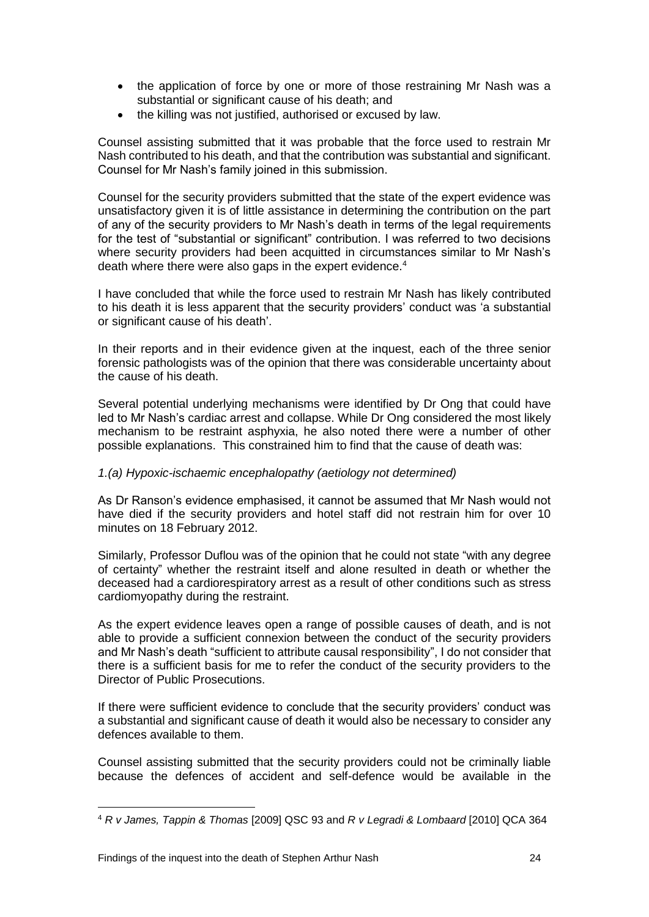- the application of force by one or more of those restraining Mr Nash was a substantial or significant cause of his death; and
- the killing was not justified, authorised or excused by law.

Counsel assisting submitted that it was probable that the force used to restrain Mr Nash contributed to his death, and that the contribution was substantial and significant. Counsel for Mr Nash's family joined in this submission.

Counsel for the security providers submitted that the state of the expert evidence was unsatisfactory given it is of little assistance in determining the contribution on the part of any of the security providers to Mr Nash's death in terms of the legal requirements for the test of "substantial or significant" contribution. I was referred to two decisions where security providers had been acquitted in circumstances similar to Mr Nash's death where there were also gaps in the expert evidence.[4]

I have concluded that while the force used to restrain Mr Nash has likely contributed to his death it is less apparent that the security providers' conduct was 'a substantial or significant cause of his death'.

In their reports and in their evidence given at the inquest, each of the three senior forensic pathologists was of the opinion that there was considerable uncertainty about the cause of his death.

Several potential underlying mechanisms were identified by Dr Ong that could have led to Mr Nash's cardiac arrest and collapse. While Dr Ong considered the most likely mechanism to be restraint asphyxia, he also noted there were a number of other possible explanations. This constrained him to find that the cause of death was:

*1.(a) Hypoxic-ischaemic encephalopathy (aetiology not determined)*

As Dr Ranson's evidence emphasised, it cannot be assumed that Mr Nash would not have died if the security providers and hotel staff did not restrain him for over 10 minutes on 18 February 2012.

Similarly, Professor Duflou was of the opinion that he could not state "with any degree of certainty" whether the restraint itself and alone resulted in death or whether the deceased had a cardiorespiratory arrest as a result of other conditions such as stress cardiomyopathy during the restraint.

As the expert evidence leaves open a range of possible causes of death, and is not able to provide a sufficient connexion between the conduct of the security providers and Mr Nash's death "sufficient to attribute causal responsibility", I do not consider that there is a sufficient basis for me to refer the conduct of the security providers to the Director of Public Prosecutions.

If there were sufficient evidence to conclude that the security providers' conduct was a substantial and significant cause of death it would also be necessary to consider any defences available to them.

Counsel assisting submitted that the security providers could not be criminally liable because the defences of accident and self-defence would be available in the

[4] *R v James, Tappin & Thomas* [2009] QSC 93 and *R v Legradi & Lombaard* [2010] QCA 364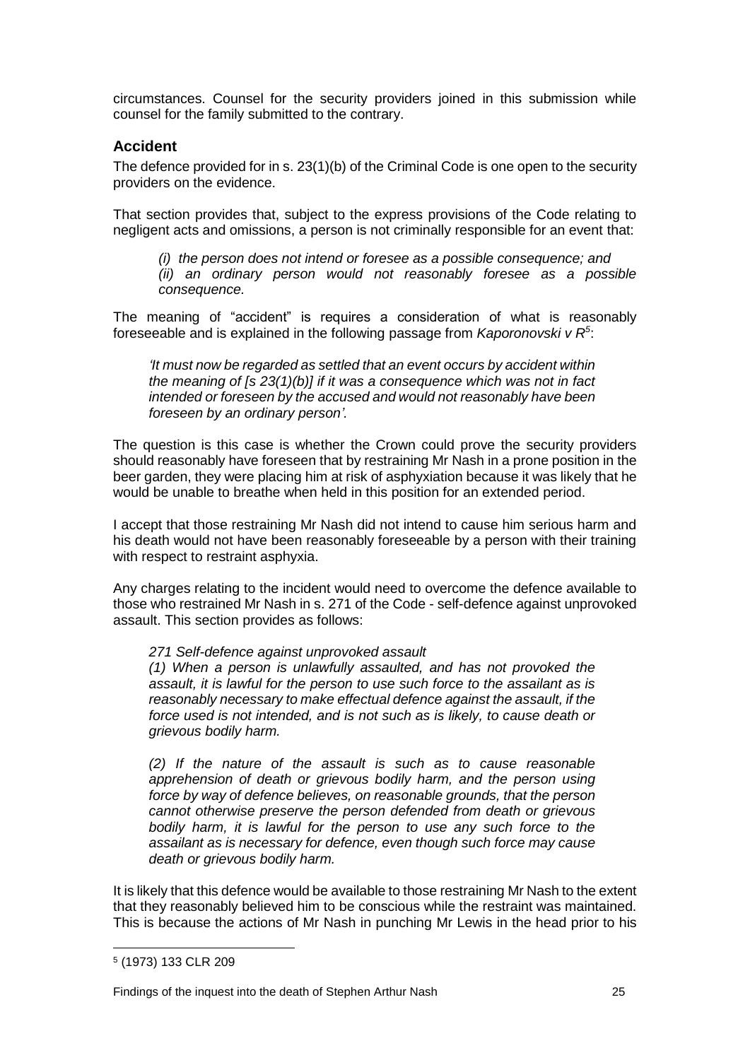circumstances. Counsel for the security providers joined in this submission while counsel for the family submitted to the contrary.

## Accident

The defence provided for in s. 23(1)(b) of the Criminal Code is one open to the security providers on the evidence.

That section provides that, subject to the express provisions of the Code relating to negligent acts and omissions, a person is not criminally responsible for an event that:

> *(i) the person does not intend or foresee as a possible consequence; and*
> *(ii) an ordinary person would not reasonably foresee as a possible consequence.*

The meaning of "accident" is requires a consideration of what is reasonably foreseeable and is explained in the following passage from *Kaporonovski v R*[5]:

> *'It must now be regarded as settled that an event occurs by accident within the meaning of [s 23(1)(b)] if it was a consequence which was not in fact intended or foreseen by the accused and would not reasonably have been foreseen by an ordinary person'.*

The question is this case is whether the Crown could prove the security providers should reasonably have foreseen that by restraining Mr Nash in a prone position in the beer garden, they were placing him at risk of asphyxiation because it was likely that he would be unable to breathe when held in this position for an extended period.

I accept that those restraining Mr Nash did not intend to cause him serious harm and his death would not have been reasonably foreseeable by a person with their training with respect to restraint asphyxia.

Any charges relating to the incident would need to overcome the defence available to those who restrained Mr Nash in s. 271 of the Code - self-defence against unprovoked assault. This section provides as follows:

> *271 Self-defence against unprovoked assault*
>
> *(1) When a person is unlawfully assaulted, and has not provoked the assault, it is lawful for the person to use such force to the assailant as is reasonably necessary to make effectual defence against the assault, if the force used is not intended, and is not such as is likely, to cause death or grievous bodily harm.*
>
> *(2) If the nature of the assault is such as to cause reasonable apprehension of death or grievous bodily harm, and the person using force by way of defence believes, on reasonable grounds, that the person cannot otherwise preserve the person defended from death or grievous bodily harm, it is lawful for the person to use any such force to the assailant as is necessary for defence, even though such force may cause death or grievous bodily harm.*

It is likely that this defence would be available to those restraining Mr Nash to the extent that they reasonably believed him to be conscious while the restraint was maintained. This is because the actions of Mr Nash in punching Mr Lewis in the head prior to his

---

[5] (1973) 133 CLR 209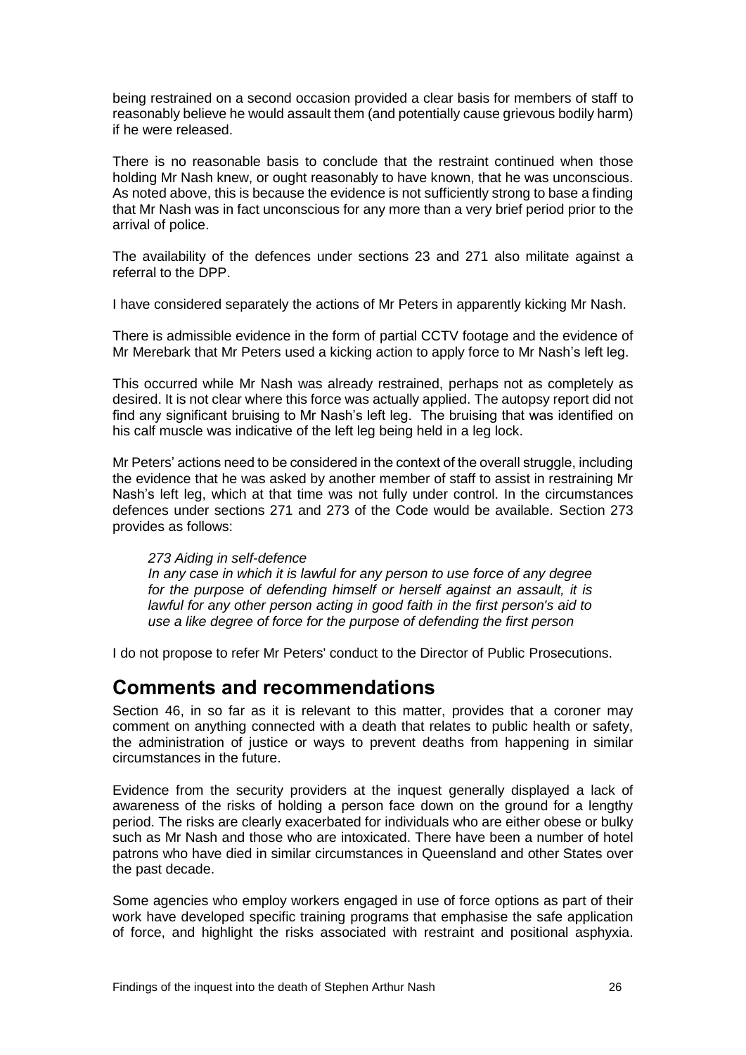being restrained on a second occasion provided a clear basis for members of staff to reasonably believe he would assault them (and potentially cause grievous bodily harm) if he were released.

There is no reasonable basis to conclude that the restraint continued when those holding Mr Nash knew, or ought reasonably to have known, that he was unconscious. As noted above, this is because the evidence is not sufficiently strong to base a finding that Mr Nash was in fact unconscious for any more than a very brief period prior to the arrival of police.

The availability of the defences under sections 23 and 271 also militate against a referral to the DPP.

I have considered separately the actions of Mr Peters in apparently kicking Mr Nash.

There is admissible evidence in the form of partial CCTV footage and the evidence of Mr Merebark that Mr Peters used a kicking action to apply force to Mr Nash's left leg.

This occurred while Mr Nash was already restrained, perhaps not as completely as desired. It is not clear where this force was actually applied. The autopsy report did not find any significant bruising to Mr Nash's left leg. The bruising that was identified on his calf muscle was indicative of the left leg being held in a leg lock.

Mr Peters' actions need to be considered in the context of the overall struggle, including the evidence that he was asked by another member of staff to assist in restraining Mr Nash's left leg, which at that time was not fully under control. In the circumstances defences under sections 271 and 273 of the Code would be available. Section 273 provides as follows:

> *273 Aiding in self-defence*
> *In any case in which it is lawful for any person to use force of any degree for the purpose of defending himself or herself against an assault, it is lawful for any other person acting in good faith in the first person's aid to use a like degree of force for the purpose of defending the first person*

I do not propose to refer Mr Peters' conduct to the Director of Public Prosecutions.

# Comments and recommendations

Section 46, in so far as it is relevant to this matter, provides that a coroner may comment on anything connected with a death that relates to public health or safety, the administration of justice or ways to prevent deaths from happening in similar circumstances in the future.

Evidence from the security providers at the inquest generally displayed a lack of awareness of the risks of holding a person face down on the ground for a lengthy period. The risks are clearly exacerbated for individuals who are either obese or bulky such as Mr Nash and those who are intoxicated. There have been a number of hotel patrons who have died in similar circumstances in Queensland and other States over the past decade.

Some agencies who employ workers engaged in use of force options as part of their work have developed specific training programs that emphasise the safe application of force, and highlight the risks associated with restraint and positional asphyxia.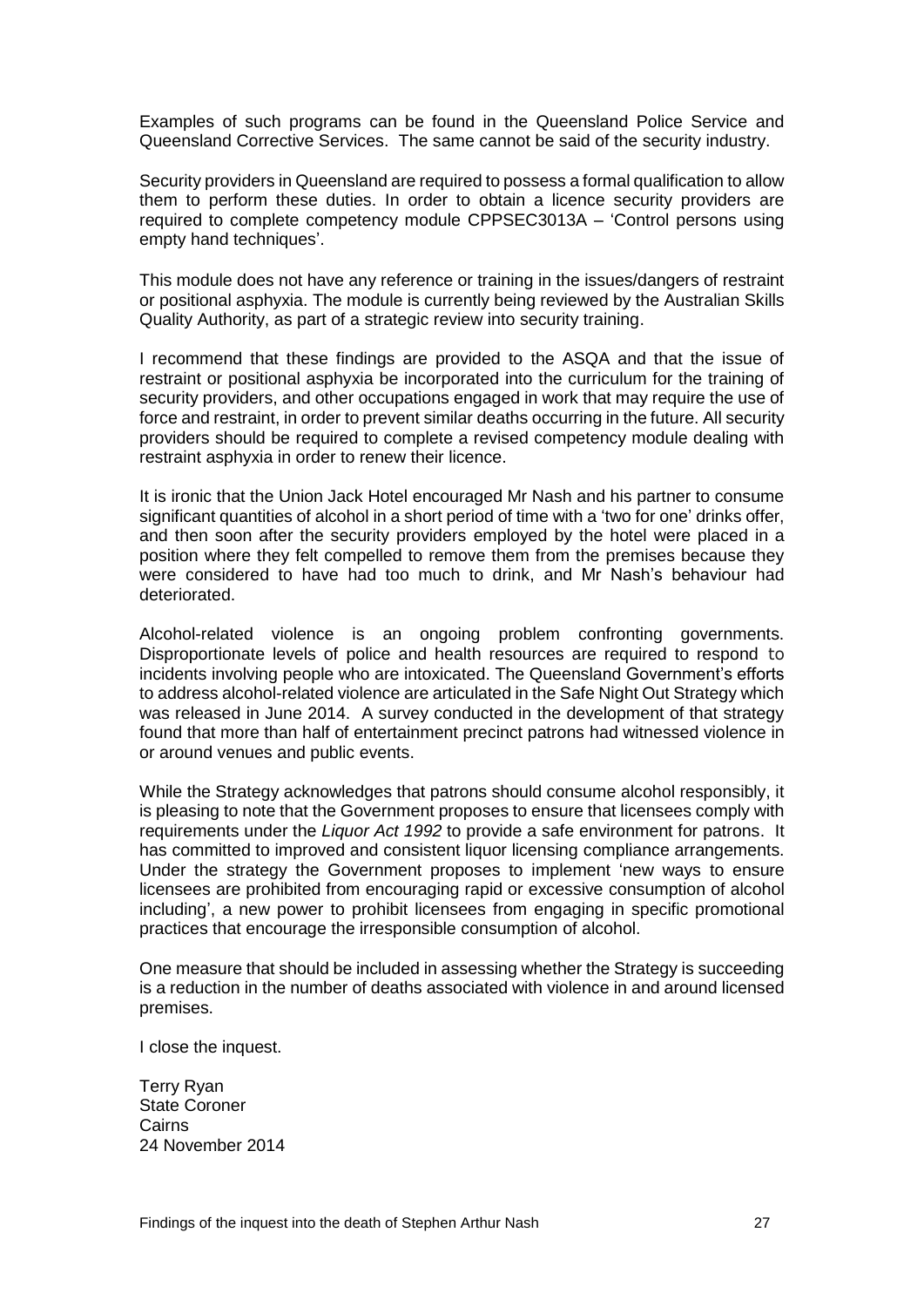Examples of such programs can be found in the Queensland Police Service and Queensland Corrective Services. The same cannot be said of the security industry.

Security providers in Queensland are required to possess a formal qualification to allow them to perform these duties. In order to obtain a licence security providers are required to complete competency module CPPSEC3013A – 'Control persons using empty hand techniques'.

This module does not have any reference or training in the issues/dangers of restraint or positional asphyxia. The module is currently being reviewed by the Australian Skills Quality Authority, as part of a strategic review into security training.

I recommend that these findings are provided to the ASQA and that the issue of restraint or positional asphyxia be incorporated into the curriculum for the training of security providers, and other occupations engaged in work that may require the use of force and restraint, in order to prevent similar deaths occurring in the future. All security providers should be required to complete a revised competency module dealing with restraint asphyxia in order to renew their licence.

It is ironic that the Union Jack Hotel encouraged Mr Nash and his partner to consume significant quantities of alcohol in a short period of time with a 'two for one' drinks offer, and then soon after the security providers employed by the hotel were placed in a position where they felt compelled to remove them from the premises because they were considered to have had too much to drink, and Mr Nash's behaviour had deteriorated.

Alcohol-related violence is an ongoing problem confronting governments. Disproportionate levels of police and health resources are required to respond to incidents involving people who are intoxicated. The Queensland Government's efforts to address alcohol-related violence are articulated in the Safe Night Out Strategy which was released in June 2014. A survey conducted in the development of that strategy found that more than half of entertainment precinct patrons had witnessed violence in or around venues and public events.

While the Strategy acknowledges that patrons should consume alcohol responsibly, it is pleasing to note that the Government proposes to ensure that licensees comply with requirements under the *Liquor Act 1992* to provide a safe environment for patrons. It has committed to improved and consistent liquor licensing compliance arrangements. Under the strategy the Government proposes to implement 'new ways to ensure licensees are prohibited from encouraging rapid or excessive consumption of alcohol including', a new power to prohibit licensees from engaging in specific promotional practices that encourage the irresponsible consumption of alcohol.

One measure that should be included in assessing whether the Strategy is succeeding is a reduction in the number of deaths associated with violence in and around licensed premises.

I close the inquest.

Terry Ryan
State Coroner
Cairns
24 November 2014